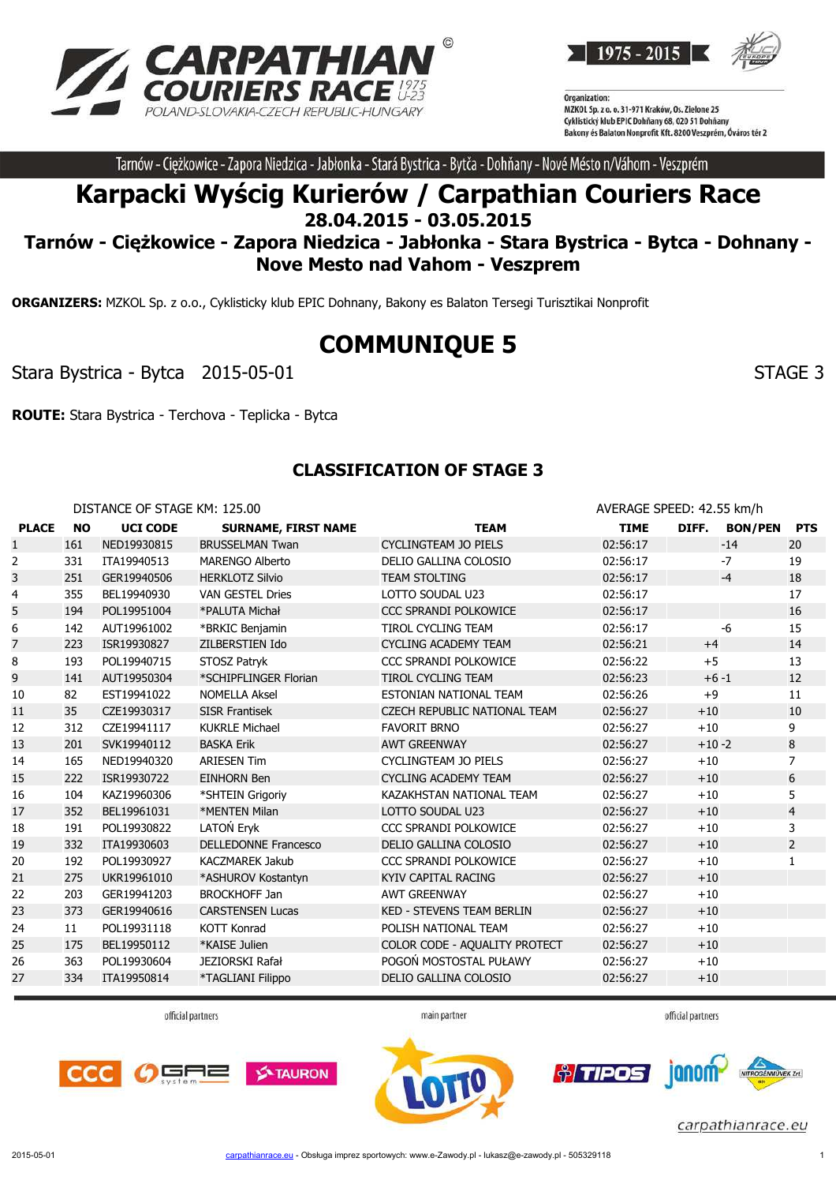Tarnów - Ciężkowice - Zapora Niedzica - Jabłonka - Stará Bystrica - Bytča - Dohňany - Nové Mésto n/Váhom - Veszprém

# Karpacki Wyścig Kurierów / Carpathian Couriers Race

## 28.04.2015 - 03.05.2015

## Tarnów - Ciężkowice - Zapora Niedzica - Jabłonka - Stara Bystrica - Bytca - Dohnany - Nove Mesto nad Vahom - Veszprem

**ORGANIZERS:** MZKOL Sp. z o.o., Cyklisticky klub EPIC Dohnany, Bakony es Balaton Tersegi Turisztikai Nonprofit

# COMMUNIQUE 5

Stara Bystrica - Bytca 2015-05-01 STAGE 3

**ROUTE:** Stara Bystrica - Terchova - Teplicka - Bytca

### CLASSIFICATION OF STAGE 3

DISTANCE OF STAGE KM: 125.00 AVERAGE SPEED: 42.55 km/h

| PLACE | NO | UCI CODE | SURNAME, FIRST NAME | TEAM | TIME | DIFF. | BON/PEN | PTS |
|---|---|---|---|---|---|---|---|---|
| 1 | 161 | NED19930815 | BRUSSELMAN Twan | CYCLINGTEAM JO PIELS | 02:56:17 | | -14 | 20 |
| 2 | 331 | ITA19940513 | MARENGO Alberto | DELIO GALLINA COLOSIO | 02:56:17 | | -7 | 19 |
| 3 | 251 | GER19940506 | HERKLOTZ Silvio | TEAM STOLTING | 02:56:17 | | -4 | 18 |
| 4 | 355 | BEL19940930 | VAN GESTEL Dries | LOTTO SOUDAL U23 | 02:56:17 | | | 17 |
| 5 | 194 | POL19951004 | *PALUTA Michał | CCC SPRANDI POLKOWICE | 02:56:17 | | | 16 |
| 6 | 142 | AUT19961002 | *BRKIC Benjamin | TIROL CYCLING TEAM | 02:56:17 | | -6 | 15 |
| 7 | 223 | ISR19930827 | ZILBERSTIEN Ido | CYCLING ACADEMY TEAM | 02:56:21 | +4 | | 14 |
| 8 | 193 | POL19940715 | STOSZ Patryk | CCC SPRANDI POLKOWICE | 02:56:22 | +5 | | 13 |
| 9 | 141 | AUT19950304 | *SCHIPFLINGER Florian | TIROL CYCLING TEAM | 02:56:23 | +6 | -1 | 12 |
| 10 | 82 | EST19941022 | NOMELLA Aksel | ESTONIAN NATIONAL TEAM | 02:56:26 | +9 | | 11 |
| 11 | 35 | CZE19930317 | SISR Frantisek | CZECH REPUBLIC NATIONAL TEAM | 02:56:27 | +10 | | 10 |
| 12 | 312 | CZE19941117 | KUKRLE Michael | FAVORIT BRNO | 02:56:27 | +10 | | 9 |
| 13 | 201 | SVK19940112 | BASKA Erik | AWT GREENWAY | 02:56:27 | +10 | -2 | 8 |
| 14 | 165 | NED19940320 | ARIESEN Tim | CYCLINGTEAM JO PIELS | 02:56:27 | +10 | | 7 |
| 15 | 222 | ISR19930722 | EINHORN Ben | CYCLING ACADEMY TEAM | 02:56:27 | +10 | | 6 |
| 16 | 104 | KAZ19960306 | *SHTEIN Grigoriy | KAZAKHSTAN NATIONAL TEAM | 02:56:27 | +10 | | 5 |
| 17 | 352 | BEL19961031 | *MENTEN Milan | LOTTO SOUDAL U23 | 02:56:27 | +10 | | 4 |
| 18 | 191 | POL19930822 | LATOŃ Eryk | CCC SPRANDI POLKOWICE | 02:56:27 | +10 | | 3 |
| 19 | 332 | ITA19930603 | DELLEDONNE Francesco | DELIO GALLINA COLOSIO | 02:56:27 | +10 | | 2 |
| 20 | 192 | POL19930927 | KACZMAREK Jakub | CCC SPRANDI POLKOWICE | 02:56:27 | +10 | | 1 |
| 21 | 275 | UKR19961010 | *ASHUROV Kostantyn | KYIV CAPITAL RACING | 02:56:27 | +10 | | |
| 22 | 203 | GER19941203 | BROCKHOFF Jan | AWT GREENWAY | 02:56:27 | +10 | | |
| 23 | 373 | GER19940616 | CARSTENSEN Lucas | KED - STEVENS TEAM BERLIN | 02:56:27 | +10 | | |
| 24 | 11 | POL19931118 | KOTT Konrad | POLISH NATIONAL TEAM | 02:56:27 | +10 | | |
| 25 | 175 | BEL19950112 | *KAISE Julien | COLOR CODE - AQUALITY PROTECT | 02:56:27 | +10 | | |
| 26 | 363 | POL19930604 | JEZIORSKI Rafał | POGOŃ MOSTOSTAL PUŁAWY | 02:56:27 | +10 | | |
| 27 | 334 | ITA19950814 | *TAGLIANI Filippo | DELIO GALLINA COLOSIO | 02:56:27 | +10 | | |

official partners — main partner — official partners

carpathianrace.eu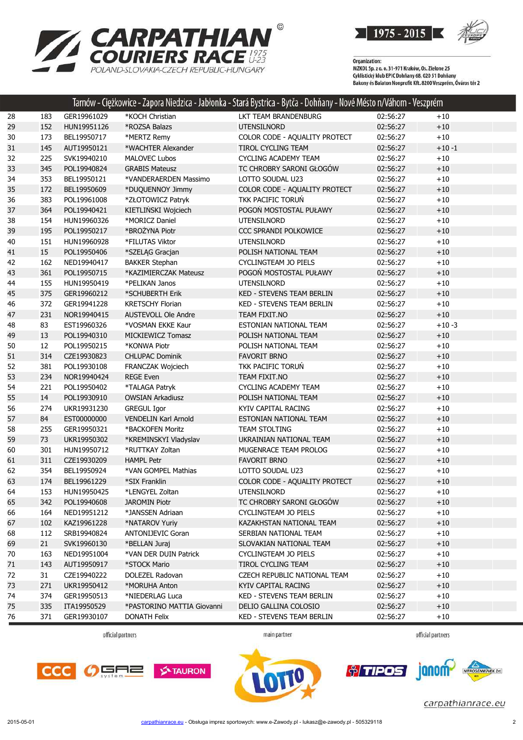Organization:
MZKOL Sp. z o. o. 31-971 Kraków, Os. Zielone 25
Cyklistický klub EPIC Dohňany 68, 020 51 Dohňany
Bakony és Balaton Nonprofit Kft. 8200 Veszprém, Óváros tér 2

## Tarnów - Ciężkowice - Zapora Niedzica - Jabłonka - Stará Bystrica - Bytča - Dohňany - Nové Mésto n/Váhom - Veszprém

| | | | | | | |
|---|---|---|---|---|---|---|
| 28 | 183 | GER19961029 | *KOCH Christian | LKT TEAM BRANDENBURG | 02:56:27 | +10 |
| 29 | 152 | HUN19951126 | *ROZSA Balazs | UTENSILNORD | 02:56:27 | +10 |
| 30 | 173 | BEL19950717 | *MERTZ Remy | COLOR CODE - AQUALITY PROTECT | 02:56:27 | +10 |
| 31 | 145 | AUT19950121 | *WACHTER Alexander | TIROL CYCLING TEAM | 02:56:27 | +10 -1 |
| 32 | 225 | SVK19940210 | MALOVEC Lubos | CYCLING ACADEMY TEAM | 02:56:27 | +10 |
| 33 | 345 | POL19940824 | GRABIS Mateusz | TC CHROBRY SARONI GŁOGÓW | 02:56:27 | +10 |
| 34 | 353 | BEL19950121 | *VANDERAERDEN Massimo | LOTTO SOUDAL U23 | 02:56:27 | +10 |
| 35 | 172 | BEL19950609 | *DUQUENNOY Jimmy | COLOR CODE - AQUALITY PROTECT | 02:56:27 | +10 |
| 36 | 383 | POL19961008 | *ZŁOTOWICZ Patryk | TKK PACIFIC TORUŃ | 02:56:27 | +10 |
| 37 | 364 | POL19940421 | KIETLIŃSKI Wojciech | POGOŃ MOSTOSTAL PUŁAWY | 02:56:27 | +10 |
| 38 | 154 | HUN19960326 | *MORICZ Daniel | UTENSILNORD | 02:56:27 | +10 |
| 39 | 195 | POL19950217 | *BROŻYNA Piotr | CCC SPRANDI POLKOWICE | 02:56:27 | +10 |
| 40 | 151 | HUN19960928 | *FILUTAS Viktor | UTENSILNORD | 02:56:27 | +10 |
| 41 | 15 | POL19950406 | *SZELĄG Gracjan | POLISH NATIONAL TEAM | 02:56:27 | +10 |
| 42 | 162 | NED19940417 | BAKKER Stephan | CYCLINGTEAM JO PIELS | 02:56:27 | +10 |
| 43 | 361 | POL19950715 | *KAZIMIERCZAK Mateusz | POGOŃ MOSTOSTAL PUŁAWY | 02:56:27 | +10 |
| 44 | 155 | HUN19950419 | *PELIKAN Janos | UTENSILNORD | 02:56:27 | +10 |
| 45 | 375 | GER19960212 | *SCHUBERTH Erik | KED - STEVENS TEAM BERLIN | 02:56:27 | +10 |
| 46 | 372 | GER19941228 | KRETSCHY Florian | KED - STEVENS TEAM BERLIN | 02:56:27 | +10 |
| 47 | 231 | NOR19940415 | AUSTEVOLL Ole Andre | TEAM FIXIT.NO | 02:56:27 | +10 |
| 48 | 83 | EST19960326 | *VOSMAN EKKE Kaur | ESTONIAN NATIONAL TEAM | 02:56:27 | +10 -3 |
| 49 | 13 | POL19940310 | MICKIEWICZ Tomasz | POLISH NATIONAL TEAM | 02:56:27 | +10 |
| 50 | 12 | POL19950215 | *KONWA Piotr | POLISH NATIONAL TEAM | 02:56:27 | +10 |
| 51 | 314 | CZE19930823 | CHLUPAC Dominik | FAVORIT BRNO | 02:56:27 | +10 |
| 52 | 381 | POL19930108 | FRANCZAK Wojciech | TKK PACIFIC TORUŃ | 02:56:27 | +10 |
| 53 | 234 | NOR19940424 | REGE Even | TEAM FIXIT.NO | 02:56:27 | +10 |
| 54 | 221 | POL19950402 | *TALAGA Patryk | CYCLING ACADEMY TEAM | 02:56:27 | +10 |
| 55 | 14 | POL19930910 | OWSIAN Arkadiusz | POLISH NATIONAL TEAM | 02:56:27 | +10 |
| 56 | 274 | UKR19931230 | GREGUL Igor | KYIV CAPITAL RACING | 02:56:27 | +10 |
| 57 | 84 | EST00000000 | VENDELIN Karl Arnold | ESTONIAN NATIONAL TEAM | 02:56:27 | +10 |
| 58 | 255 | GER19950321 | *BACKOFEN Moritz | TEAM STOLTING | 02:56:27 | +10 |
| 59 | 73 | UKR19950302 | *KREMINSKYI Vladyslav | UKRAINIAN NATIONAL TEAM | 02:56:27 | +10 |
| 60 | 301 | HUN19950712 | *RUTTKAY Zoltan | MUGENRACE TEAM PROLOG | 02:56:27 | +10 |
| 61 | 311 | CZE19930209 | HAMPL Petr | FAVORIT BRNO | 02:56:27 | +10 |
| 62 | 354 | BEL19950924 | *VAN GOMPEL Mathias | LOTTO SOUDAL U23 | 02:56:27 | +10 |
| 63 | 174 | BEL19961229 | *SIX Franklin | COLOR CODE - AQUALITY PROTECT | 02:56:27 | +10 |
| 64 | 153 | HUN19950425 | *LENGYEL Zoltan | UTENSILNORD | 02:56:27 | +10 |
| 65 | 342 | POL19940608 | JAROMIN Piotr | TC CHROBRY SARONI GŁOGÓW | 02:56:27 | +10 |
| 66 | 164 | NED19951212 | *JANSSEN Adriaan | CYCLINGTEAM JO PIELS | 02:56:27 | +10 |
| 67 | 102 | KAZ19961228 | *NATAROV Yuriy | KAZAKHSTAN NATIONAL TEAM | 02:56:27 | +10 |
| 68 | 112 | SRB19940824 | ANTONIJEVIC Goran | SERBIAN NATIONAL TEAM | 02:56:27 | +10 |
| 69 | 21 | SVK19960130 | *BELLAN Juraj | SLOVAKIAN NATIONAL TEAM | 02:56:27 | +10 |
| 70 | 163 | NED19951004 | *VAN DER DUIN Patrick | CYCLINGTEAM JO PIELS | 02:56:27 | +10 |
| 71 | 143 | AUT19950917 | *STOCK Mario | TIROL CYCLING TEAM | 02:56:27 | +10 |
| 72 | 31 | CZE19940222 | DOLEZEL Radovan | CZECH REPUBLIC NATIONAL TEAM | 02:56:27 | +10 |
| 73 | 271 | UKR19950412 | *MORUHA Anton | KYIV CAPITAL RACING | 02:56:27 | +10 |
| 74 | 374 | GER19950513 | *NIEDERLAG Luca | KED - STEVENS TEAM BERLIN | 02:56:27 | +10 |
| 75 | 335 | ITA19950529 | *PASTORINO MATTIA Giovanni | DELIO GALLINA COLOSIO | 02:56:27 | +10 |
| 76 | 371 | GER19930107 | DONATH Felix | KED - STEVENS TEAM BERLIN | 02:56:27 | +10 |

official partners — main partner — official partners

carpathianrace.eu

2015-05-01 carpathianrace.eu - Obsługa imprez sportowych: www.e-Zawody.pl - lukasz@e-zawody.pl - 505329118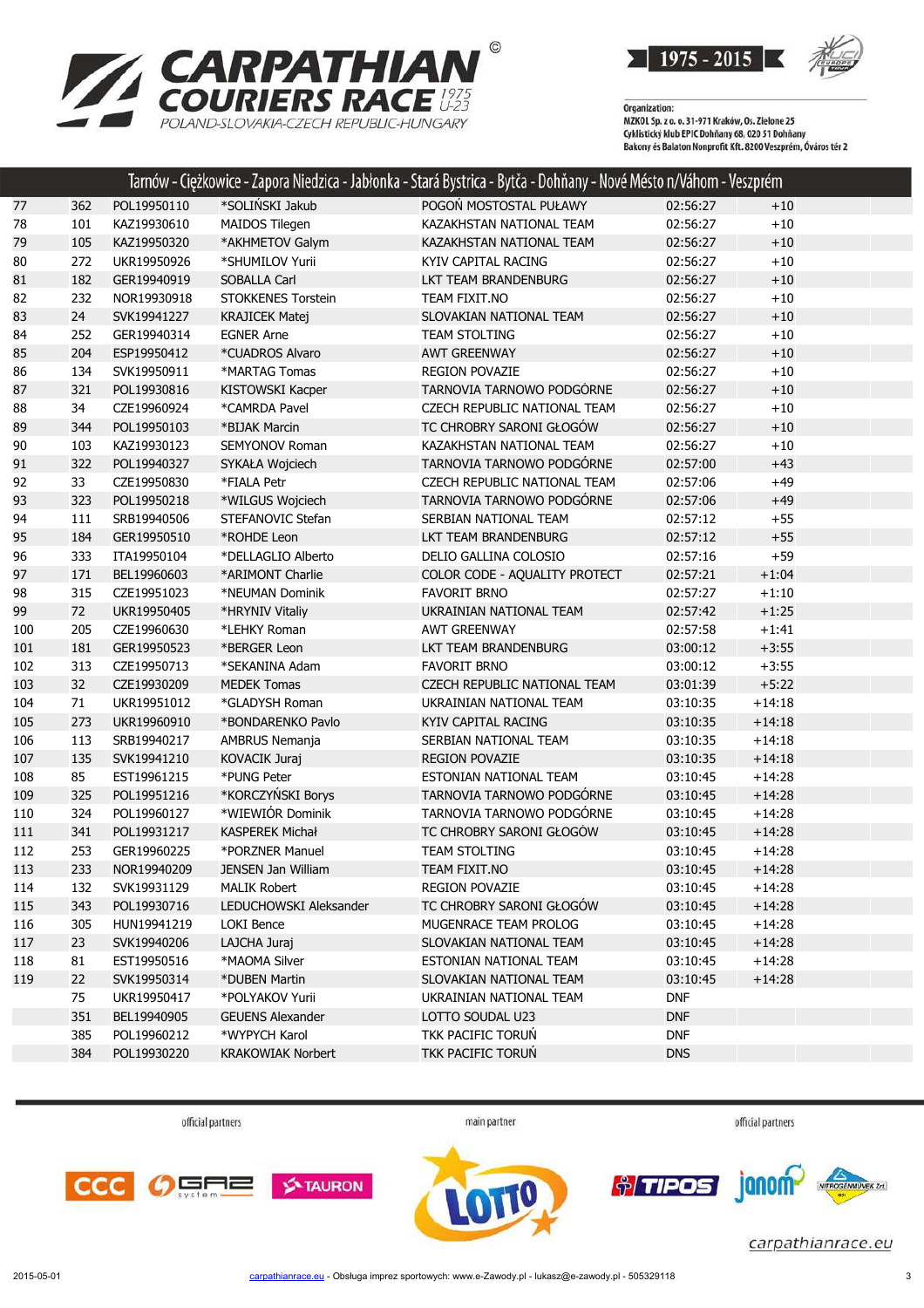# CARPATHIAN COURIERS RACE 1975 U-23

POLAND-SLOVAKIA-CZECH REPUBLIC-HUNGARY

1975 - 2015

Organization:
MZKOL Sp. z o. o. 31-971 Kraków, Os. Zielone 25
Cyklistický klub EPIC Dohňany 68, 020 51 Dohňany
Bakony és Balaton Nonprofit Kft. 8200 Veszprém, Óváros tér 2

## Tarnów - Ciężkowice - Zapora Niedzica - Jabłonka - Stará Bystrica - Bytča - Dohňany - Nové Mésto n/Váhom - Veszprém

| | | | | | | |
|---|---|---|---|---|---|---|
| 77 | 362 | POL19950110 | *SOLIŃSKI Jakub | POGOŃ MOSTOSTAL PUŁAWY | 02:56:27 | +10 |
| 78 | 101 | KAZ19930610 | MAIDOS Tilegen | KAZAKHSTAN NATIONAL TEAM | 02:56:27 | +10 |
| 79 | 105 | KAZ19950320 | *AKHMETOV Galym | KAZAKHSTAN NATIONAL TEAM | 02:56:27 | +10 |
| 80 | 272 | UKR19950926 | *SHUMILOV Yurii | KYIV CAPITAL RACING | 02:56:27 | +10 |
| 81 | 182 | GER19940919 | SOBALLA Carl | LKT TEAM BRANDENBURG | 02:56:27 | +10 |
| 82 | 232 | NOR19930918 | STOKKENES Torstein | TEAM FIXIT.NO | 02:56:27 | +10 |
| 83 | 24 | SVK19941227 | KRAJICEK Matej | SLOVAKIAN NATIONAL TEAM | 02:56:27 | +10 |
| 84 | 252 | GER19940314 | EGNER Arne | TEAM STOLTING | 02:56:27 | +10 |
| 85 | 204 | ESP19950412 | *CUADROS Alvaro | AWT GREENWAY | 02:56:27 | +10 |
| 86 | 134 | SVK19950911 | *MARTAG Tomas | REGION POVAZIE | 02:56:27 | +10 |
| 87 | 321 | POL19930816 | KISTOWSKI Kacper | TARNOVIA TARNOWO PODGÓRNE | 02:56:27 | +10 |
| 88 | 34 | CZE19960924 | *CAMRDA Pavel | CZECH REPUBLIC NATIONAL TEAM | 02:56:27 | +10 |
| 89 | 344 | POL19950103 | *BIJAK Marcin | TC CHROBRY SARONI GŁOGÓW | 02:56:27 | +10 |
| 90 | 103 | KAZ19930123 | SEMYONOV Roman | KAZAKHSTAN NATIONAL TEAM | 02:56:27 | +10 |
| 91 | 322 | POL19940327 | SYKAŁA Wojciech | TARNOVIA TARNOWO PODGÓRNE | 02:57:00 | +43 |
| 92 | 33 | CZE19950830 | *FIALA Petr | CZECH REPUBLIC NATIONAL TEAM | 02:57:06 | +49 |
| 93 | 323 | POL19950218 | *WILGUS Wojciech | TARNOVIA TARNOWO PODGÓRNE | 02:57:06 | +49 |
| 94 | 111 | SRB19940506 | STEFANOVIC Stefan | SERBIAN NATIONAL TEAM | 02:57:12 | +55 |
| 95 | 184 | GER19950510 | *ROHDE Leon | LKT TEAM BRANDENBURG | 02:57:12 | +55 |
| 96 | 333 | ITA19950104 | *DELLAGLIO Alberto | DELIO GALLINA COLOSIO | 02:57:16 | +59 |
| 97 | 171 | BEL19960603 | *ARIMONT Charlie | COLOR CODE - AQUALITY PROTECT | 02:57:21 | +1:04 |
| 98 | 315 | CZE19951023 | *NEUMAN Dominik | FAVORIT BRNO | 02:57:27 | +1:10 |
| 99 | 72 | UKR19950405 | *HRYNIV Vitaliy | UKRAINIAN NATIONAL TEAM | 02:57:42 | +1:25 |
| 100 | 205 | CZE19960630 | *LEHKY Roman | AWT GREENWAY | 02:57:58 | +1:41 |
| 101 | 181 | GER19950523 | *BERGER Leon | LKT TEAM BRANDENBURG | 03:00:12 | +3:55 |
| 102 | 313 | CZE19950713 | *SEKANINA Adam | FAVORIT BRNO | 03:00:12 | +3:55 |
| 103 | 32 | CZE19930209 | MEDEK Tomas | CZECH REPUBLIC NATIONAL TEAM | 03:01:39 | +5:22 |
| 104 | 71 | UKR19951012 | *GLADYSH Roman | UKRAINIAN NATIONAL TEAM | 03:10:35 | +14:18 |
| 105 | 273 | UKR19960910 | *BONDARENKO Pavlo | KYIV CAPITAL RACING | 03:10:35 | +14:18 |
| 106 | 113 | SRB19940217 | AMBRUS Nemanja | SERBIAN NATIONAL TEAM | 03:10:35 | +14:18 |
| 107 | 135 | SVK19941210 | KOVACIK Juraj | REGION POVAZIE | 03:10:35 | +14:18 |
| 108 | 85 | EST19961215 | *PUNG Peter | ESTONIAN NATIONAL TEAM | 03:10:45 | +14:28 |
| 109 | 325 | POL19951216 | *KORCZYŃSKI Borys | TARNOVIA TARNOWO PODGÓRNE | 03:10:45 | +14:28 |
| 110 | 324 | POL19960127 | *WIEWIÓR Dominik | TARNOVIA TARNOWO PODGÓRNE | 03:10:45 | +14:28 |
| 111 | 341 | POL19931217 | KASPEREK Michał | TC CHROBRY SARONI GŁOGÓW | 03:10:45 | +14:28 |
| 112 | 253 | GER19960225 | *PORZNER Manuel | TEAM STOLTING | 03:10:45 | +14:28 |
| 113 | 233 | NOR19940209 | JENSEN Jan William | TEAM FIXIT.NO | 03:10:45 | +14:28 |
| 114 | 132 | SVK19931129 | MALIK Robert | REGION POVAZIE | 03:10:45 | +14:28 |
| 115 | 343 | POL19930716 | LEDUCHOWSKI Aleksander | TC CHROBRY SARONI GŁOGÓW | 03:10:45 | +14:28 |
| 116 | 305 | HUN19941219 | LOKI Bence | MUGENRACE TEAM PROLOG | 03:10:45 | +14:28 |
| 117 | 23 | SVK19940206 | LAJCHA Juraj | SLOVAKIAN NATIONAL TEAM | 03:10:45 | +14:28 |
| 118 | 81 | EST19950516 | *MAOMA Silver | ESTONIAN NATIONAL TEAM | 03:10:45 | +14:28 |
| 119 | 22 | SVK19950314 | *DUBEN Martin | SLOVAKIAN NATIONAL TEAM | 03:10:45 | +14:28 |
| | 75 | UKR19950417 | *POLYAKOV Yurii | UKRAINIAN NATIONAL TEAM | DNF | |
| | 351 | BEL19940905 | GEUENS Alexander | LOTTO SOUDAL U23 | DNF | |
| | 385 | POL19960212 | *WYPYCH Karol | TKK PACIFIC TORUŃ | DNF | |
| | 384 | POL19930220 | KRAKOWIAK Norbert | TKK PACIFIC TORUŃ | DNS | |

official partners — main partner — official partners

carpathianrace.eu

2015-05-01 carpathianrace.eu - Obsługa imprez sportowych: www.e-Zawody.pl - lukasz@e-zawody.pl - 505329118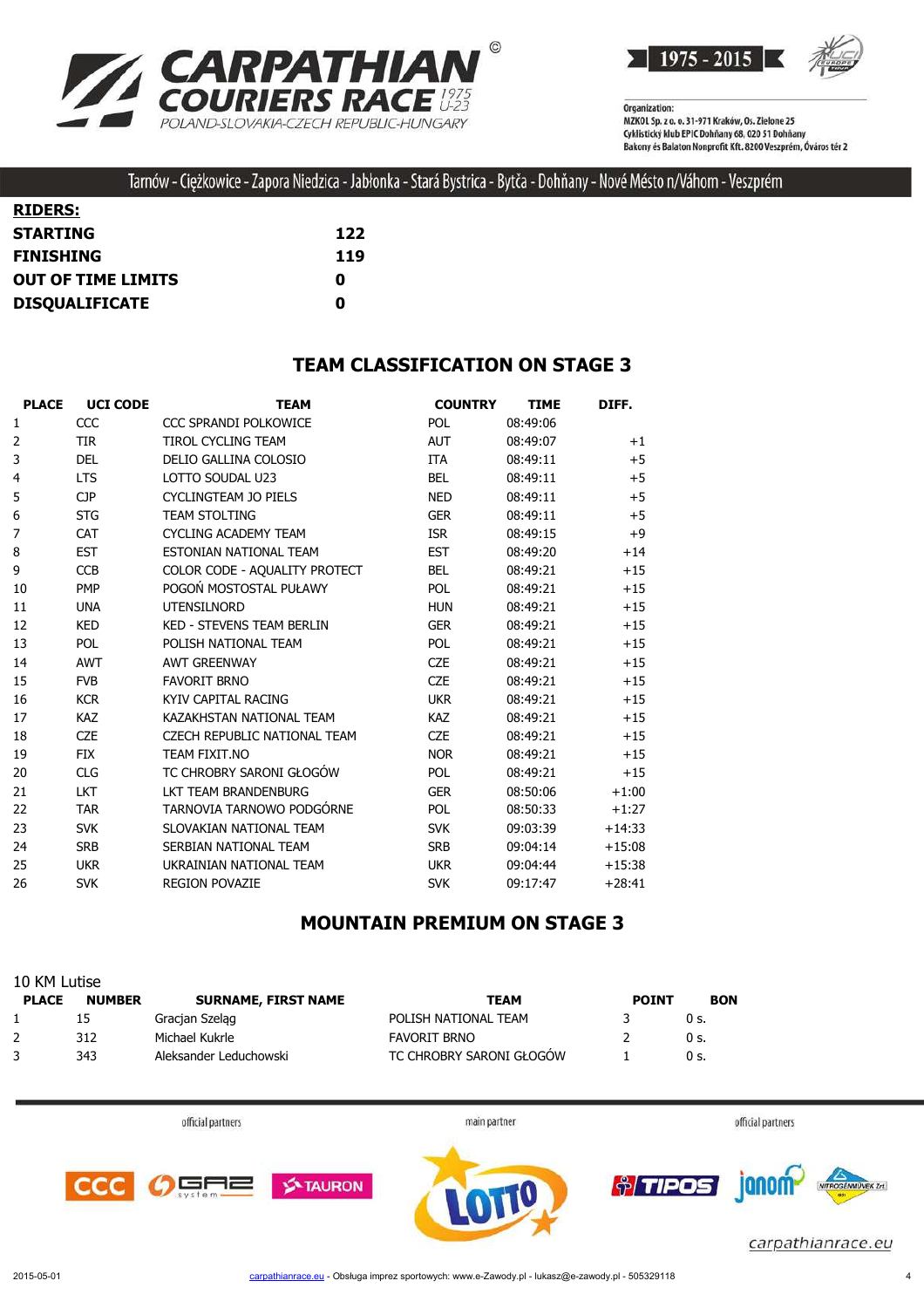Tarnów - Ciężkowice - Zapora Niedzica - Jabłonka - Stará Bystrica - Bytča - Dohňany - Nové Mésto n/Váhom - Veszprém

**RIDERS:**

| | |
|---|---|
| **STARTING** | **122** |
| **FINISHING** | **119** |
| **OUT OF TIME LIMITS** | **0** |
| **DISQUALIFICATE** | **0** |

## TEAM CLASSIFICATION ON STAGE 3

| PLACE | UCI CODE | TEAM | COUNTRY | TIME | DIFF. |
|---|---|---|---|---|---|
| 1 | CCC | CCC SPRANDI POLKOWICE | POL | 08:49:06 | |
| 2 | TIR | TIROL CYCLING TEAM | AUT | 08:49:07 | +1 |
| 3 | DEL | DELIO GALLINA COLOSIO | ITA | 08:49:11 | +5 |
| 4 | LTS | LOTTO SOUDAL U23 | BEL | 08:49:11 | +5 |
| 5 | CJP | CYCLINGTEAM JO PIELS | NED | 08:49:11 | +5 |
| 6 | STG | TEAM STOLTING | GER | 08:49:11 | +5 |
| 7 | CAT | CYCLING ACADEMY TEAM | ISR | 08:49:15 | +9 |
| 8 | EST | ESTONIAN NATIONAL TEAM | EST | 08:49:20 | +14 |
| 9 | CCB | COLOR CODE - AQUALITY PROTECT | BEL | 08:49:21 | +15 |
| 10 | PMP | POGOŃ MOSTOSTAL PUŁAWY | POL | 08:49:21 | +15 |
| 11 | UNA | UTENSILNORD | HUN | 08:49:21 | +15 |
| 12 | KED | KED - STEVENS TEAM BERLIN | GER | 08:49:21 | +15 |
| 13 | POL | POLISH NATIONAL TEAM | POL | 08:49:21 | +15 |
| 14 | AWT | AWT GREENWAY | CZE | 08:49:21 | +15 |
| 15 | FVB | FAVORIT BRNO | CZE | 08:49:21 | +15 |
| 16 | KCR | KYIV CAPITAL RACING | UKR | 08:49:21 | +15 |
| 17 | KAZ | KAZAKHSTAN NATIONAL TEAM | KAZ | 08:49:21 | +15 |
| 18 | CZE | CZECH REPUBLIC NATIONAL TEAM | CZE | 08:49:21 | +15 |
| 19 | FIX | TEAM FIXIT.NO | NOR | 08:49:21 | +15 |
| 20 | CLG | TC CHROBRY SARONI GŁOGÓW | POL | 08:49:21 | +15 |
| 21 | LKT | LKT TEAM BRANDENBURG | GER | 08:50:06 | +1:00 |
| 22 | TAR | TARNOVIA TARNOWO PODGÓRNE | POL | 08:50:33 | +1:27 |
| 23 | SVK | SLOVAKIAN NATIONAL TEAM | SVK | 09:03:39 | +14:33 |
| 24 | SRB | SERBIAN NATIONAL TEAM | SRB | 09:04:14 | +15:08 |
| 25 | UKR | UKRAINIAN NATIONAL TEAM | UKR | 09:04:44 | +15:38 |
| 26 | SVK | REGION POVAZIE | SVK | 09:17:47 | +28:41 |

## MOUNTAIN PREMIUM ON STAGE 3

10 KM Lutise

| PLACE | NUMBER | SURNAME, FIRST NAME | TEAM | POINT | BON |
|---|---|---|---|---|---|
| 1 | 15 | Gracjan Szeląg | POLISH NATIONAL TEAM | 3 | 0 s. |
| 2 | 312 | Michael Kukrle | FAVORIT BRNO | 2 | 0 s. |
| 3 | 343 | Aleksander Leduchowski | TC CHROBRY SARONI GŁOGÓW | 1 | 0 s. |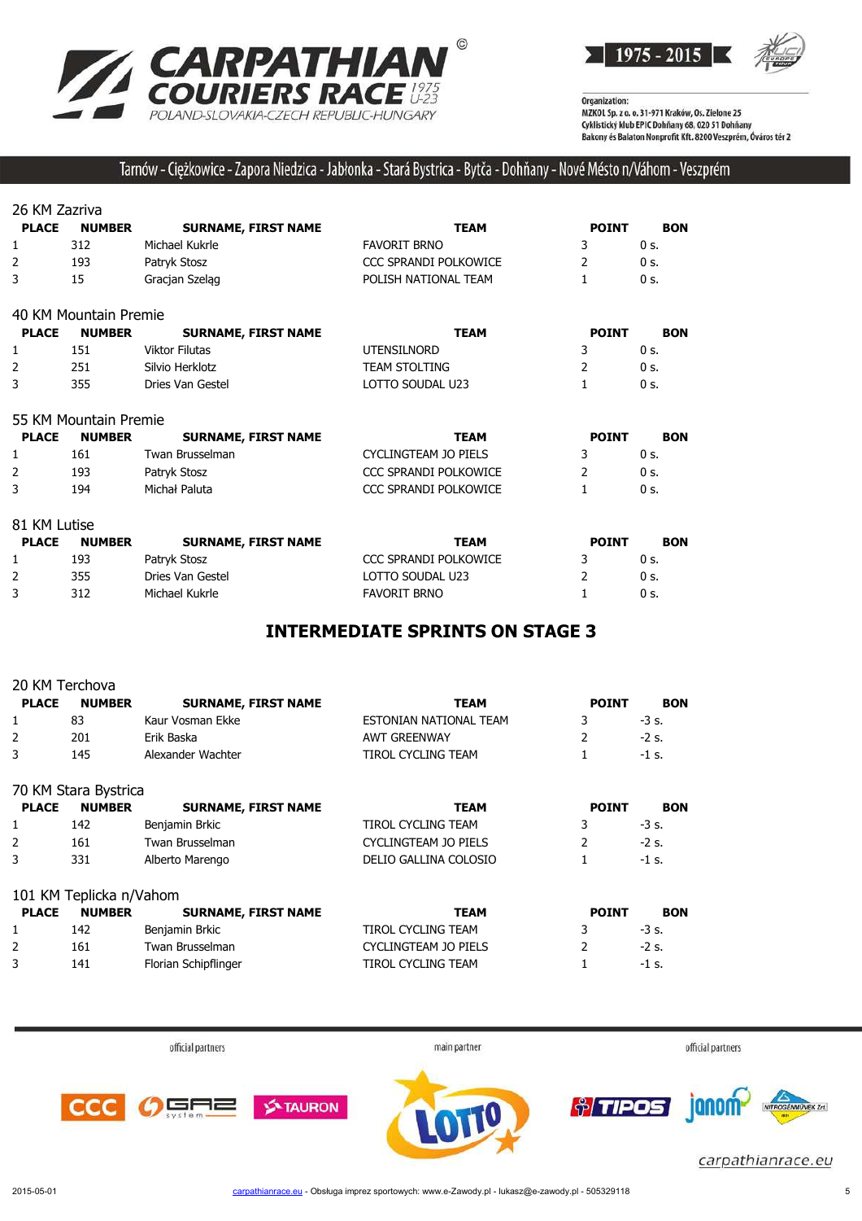Tarnów - Ciężkowice - Zapora Niedzica - Jabłonka - Stará Bystrica - Bytča - Dohňany - Nové Mésto n/Váhom - Veszprém

### 26 KM Zazriva

| PLACE | NUMBER | SURNAME, FIRST NAME | TEAM | POINT | BON |
|---|---|---|---|---|---|
| 1 | 312 | Michael Kukrle | FAVORIT BRNO | 3 | 0 s. |
| 2 | 193 | Patryk Stosz | CCC SPRANDI POLKOWICE | 2 | 0 s. |
| 3 | 15 | Gracjan Szeląg | POLISH NATIONAL TEAM | 1 | 0 s. |

### 40 KM Mountain Premie

| PLACE | NUMBER | SURNAME, FIRST NAME | TEAM | POINT | BON |
|---|---|---|---|---|---|
| 1 | 151 | Viktor Filutas | UTENSILNORD | 3 | 0 s. |
| 2 | 251 | Silvio Herklotz | TEAM STOLTING | 2 | 0 s. |
| 3 | 355 | Dries Van Gestel | LOTTO SOUDAL U23 | 1 | 0 s. |

### 55 KM Mountain Premie

| PLACE | NUMBER | SURNAME, FIRST NAME | TEAM | POINT | BON |
|---|---|---|---|---|---|
| 1 | 161 | Twan Brusselman | CYCLINGTEAM JO PIELS | 3 | 0 s. |
| 2 | 193 | Patryk Stosz | CCC SPRANDI POLKOWICE | 2 | 0 s. |
| 3 | 194 | Michał Paluta | CCC SPRANDI POLKOWICE | 1 | 0 s. |

### 81 KM Lutise

| PLACE | NUMBER | SURNAME, FIRST NAME | TEAM | POINT | BON |
|---|---|---|---|---|---|
| 1 | 193 | Patryk Stosz | CCC SPRANDI POLKOWICE | 3 | 0 s. |
| 2 | 355 | Dries Van Gestel | LOTTO SOUDAL U23 | 2 | 0 s. |
| 3 | 312 | Michael Kukrle | FAVORIT BRNO | 1 | 0 s. |

## INTERMEDIATE SPRINTS ON STAGE 3

### 20 KM Terchova

| PLACE | NUMBER | SURNAME, FIRST NAME | TEAM | POINT | BON |
|---|---|---|---|---|---|
| 1 | 83 | Kaur Vosman Ekke | ESTONIAN NATIONAL TEAM | 3 | -3 s. |
| 2 | 201 | Erik Baska | AWT GREENWAY | 2 | -2 s. |
| 3 | 145 | Alexander Wachter | TIROL CYCLING TEAM | 1 | -1 s. |

### 70 KM Stara Bystrica

| PLACE | NUMBER | SURNAME, FIRST NAME | TEAM | POINT | BON |
|---|---|---|---|---|---|
| 1 | 142 | Benjamin Brkic | TIROL CYCLING TEAM | 3 | -3 s. |
| 2 | 161 | Twan Brusselman | CYCLINGTEAM JO PIELS | 2 | -2 s. |
| 3 | 331 | Alberto Marengo | DELIO GALLINA COLOSIO | 1 | -1 s. |

### 101 KM Teplicka n/Vahom

| PLACE | NUMBER | SURNAME, FIRST NAME | TEAM | POINT | BON |
|---|---|---|---|---|---|
| 1 | 142 | Benjamin Brkic | TIROL CYCLING TEAM | 3 | -3 s. |
| 2 | 161 | Twan Brusselman | CYCLINGTEAM JO PIELS | 2 | -2 s. |
| 3 | 141 | Florian Schipflinger | TIROL CYCLING TEAM | 1 | -1 s. |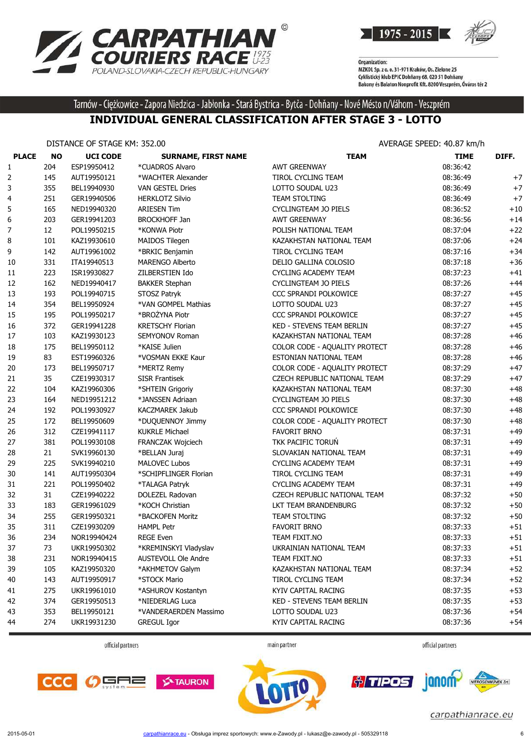# CARPATHIAN COURIERS RACE 1975 U-23

POLAND-SLOVAKIA-CZECH REPUBLIC-HUNGARY

1975 - 2015

Organization:
MZKOL Sp. z o. o. 31-971 Kraków, Os. Zielone 25
Cyklistický klub EPIC Dohňany 68, 020 51 Dohňany
Bakony és Balaton Nonprofit Kft. 8200 Veszprém, Óváros tér 2

Tarnów - Ciężkowice - Zapora Niedzica - Jabłonka - Stará Bystrica - Bytča - Dohňany - Nové Mésto n/Váhom - Veszprém

## INDIVIDUAL GENERAL CLASSIFICATION AFTER STAGE 3 - LOTTO

DISTANCE OF STAGE KM: 352.00

AVERAGE SPEED: 40.87 km/h

| PLACE | NO | UCI CODE | SURNAME, FIRST NAME | TEAM | TIME | DIFF. |
|---|---|---|---|---|---|---|
| 1 | 204 | ESP19950412 | *CUADROS Alvaro | AWT GREENWAY | 08:36:42 | |
| 2 | 145 | AUT19950121 | *WACHTER Alexander | TIROL CYCLING TEAM | 08:36:49 | +7 |
| 3 | 355 | BEL19940930 | VAN GESTEL Dries | LOTTO SOUDAL U23 | 08:36:49 | +7 |
| 4 | 251 | GER19940506 | HERKLOTZ Silvio | TEAM STOLTING | 08:36:49 | +7 |
| 5 | 165 | NED19940320 | ARIESEN Tim | CYCLINGTEAM JO PIELS | 08:36:52 | +10 |
| 6 | 203 | GER19941203 | BROCKHOFF Jan | AWT GREENWAY | 08:36:56 | +14 |
| 7 | 12 | POL19950215 | *KONWA Piotr | POLISH NATIONAL TEAM | 08:37:04 | +22 |
| 8 | 101 | KAZ19930610 | MAIDOS Tilegen | KAZAKHSTAN NATIONAL TEAM | 08:37:06 | +24 |
| 9 | 142 | AUT19961002 | *BRKIC Benjamin | TIROL CYCLING TEAM | 08:37:16 | +34 |
| 10 | 331 | ITA19940513 | MARENGO Alberto | DELIO GALLINA COLOSIO | 08:37:18 | +36 |
| 11 | 223 | ISR19930827 | ZILBERSTIEN Ido | CYCLING ACADEMY TEAM | 08:37:23 | +41 |
| 12 | 162 | NED19940417 | BAKKER Stephan | CYCLINGTEAM JO PIELS | 08:37:26 | +44 |
| 13 | 193 | POL19940715 | STOSZ Patryk | CCC SPRANDI POLKOWICE | 08:37:27 | +45 |
| 14 | 354 | BEL19950924 | *VAN GOMPEL Mathias | LOTTO SOUDAL U23 | 08:37:27 | +45 |
| 15 | 195 | POL19950217 | *BROŻYNA Piotr | CCC SPRANDI POLKOWICE | 08:37:27 | +45 |
| 16 | 372 | GER19941228 | KRETSCHY Florian | KED - STEVENS TEAM BERLIN | 08:37:27 | +45 |
| 17 | 103 | KAZ19930123 | SEMYONOV Roman | KAZAKHSTAN NATIONAL TEAM | 08:37:28 | +46 |
| 18 | 175 | BEL19950112 | *KAISE Julien | COLOR CODE - AQUALITY PROTECT | 08:37:28 | +46 |
| 19 | 83 | EST19960326 | *VOSMAN EKKE Kaur | ESTONIAN NATIONAL TEAM | 08:37:28 | +46 |
| 20 | 173 | BEL19950717 | *MERTZ Remy | COLOR CODE - AQUALITY PROTECT | 08:37:29 | +47 |
| 21 | 35 | CZE19930317 | SISR Frantisek | CZECH REPUBLIC NATIONAL TEAM | 08:37:29 | +47 |
| 22 | 104 | KAZ19960306 | *SHTEIN Grigoriy | KAZAKHSTAN NATIONAL TEAM | 08:37:30 | +48 |
| 23 | 164 | NED19951212 | *JANSSEN Adriaan | CYCLINGTEAM JO PIELS | 08:37:30 | +48 |
| 24 | 192 | POL19930927 | KACZMAREK Jakub | CCC SPRANDI POLKOWICE | 08:37:30 | +48 |
| 25 | 172 | BEL19950609 | *DUQUENNOY Jimmy | COLOR CODE - AQUALITY PROTECT | 08:37:30 | +48 |
| 26 | 312 | CZE19941117 | KUKRLE Michael | FAVORIT BRNO | 08:37:31 | +49 |
| 27 | 381 | POL19930108 | FRANCZAK Wojciech | TKK PACIFIC TORUŃ | 08:37:31 | +49 |
| 28 | 21 | SVK19960130 | *BELLAN Juraj | SLOVAKIAN NATIONAL TEAM | 08:37:31 | +49 |
| 29 | 225 | SVK19940210 | MALOVEC Lubos | CYCLING ACADEMY TEAM | 08:37:31 | +49 |
| 30 | 141 | AUT19950304 | *SCHIPFLINGER Florian | TIROL CYCLING TEAM | 08:37:31 | +49 |
| 31 | 221 | POL19950402 | *TALAGA Patryk | CYCLING ACADEMY TEAM | 08:37:31 | +49 |
| 32 | 31 | CZE19940222 | DOLEZEL Radovan | CZECH REPUBLIC NATIONAL TEAM | 08:37:32 | +50 |
| 33 | 183 | GER19961029 | *KOCH Christian | LKT TEAM BRANDENBURG | 08:37:32 | +50 |
| 34 | 255 | GER19950321 | *BACKOFEN Moritz | TEAM STOLTING | 08:37:32 | +50 |
| 35 | 311 | CZE19930209 | HAMPL Petr | FAVORIT BRNO | 08:37:33 | +51 |
| 36 | 234 | NOR19940424 | REGE Even | TEAM FIXIT.NO | 08:37:33 | +51 |
| 37 | 73 | UKR19950302 | *KREMINSKYI Vladyslav | UKRAINIAN NATIONAL TEAM | 08:37:33 | +51 |
| 38 | 231 | NOR19940415 | AUSTEVOLL Ole Andre | TEAM FIXIT.NO | 08:37:33 | +51 |
| 39 | 105 | KAZ19950320 | *AKHMETOV Galym | KAZAKHSTAN NATIONAL TEAM | 08:37:34 | +52 |
| 40 | 143 | AUT19950917 | *STOCK Mario | TIROL CYCLING TEAM | 08:37:34 | +52 |
| 41 | 275 | UKR19961010 | *ASHUROV Kostantyn | KYIV CAPITAL RACING | 08:37:35 | +53 |
| 42 | 374 | GER19950513 | *NIEDERLAG Luca | KED - STEVENS TEAM BERLIN | 08:37:35 | +53 |
| 43 | 353 | BEL19950121 | *VANDERAERDEN Massimo | LOTTO SOUDAL U23 | 08:37:36 | +54 |
| 44 | 274 | UKR19931230 | GREGUL Igor | KYIV CAPITAL RACING | 08:37:36 | +54 |

official partners — main partner — official partners

carpathianrace.eu

2015-05-01 — carpathianrace.eu - Obsługa imprez sportowych: www.e-Zawody.pl - lukasz@e-zawody.pl - 505329118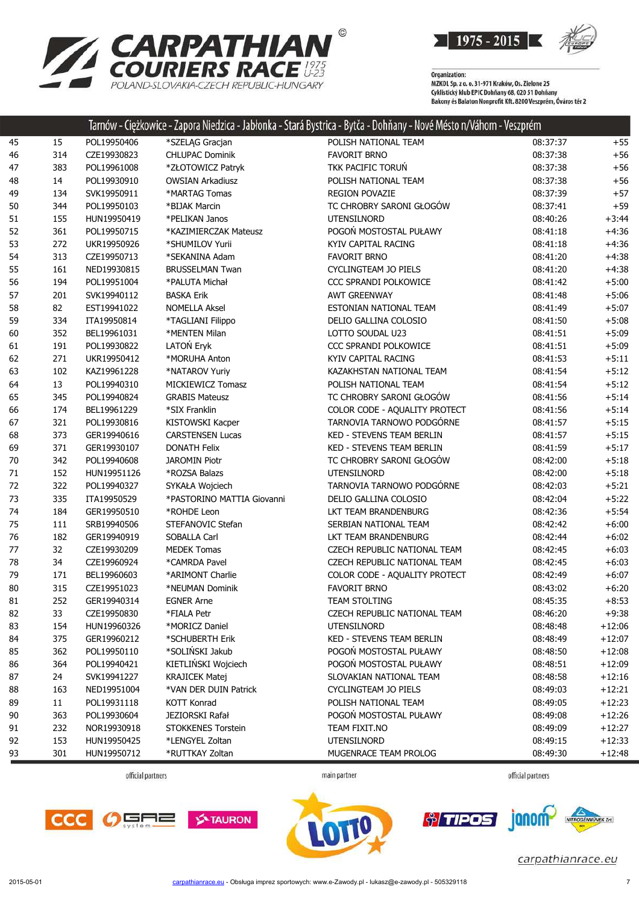# CARPATHIAN COURIERS RACE U-23

POLAND-SLOVAKIA-CZECH REPUBLIC-HUNGARY

1975 - 2015

Organization:
MZKOL Sp. z o. o. 31-971 Kraków, Os. Zielone 25
Cyklistický klub EPIC Dohňany 68, 020 51 Dohňany
Bakony és Balaton Nonprofit Kft. 8200 Veszprém, Óváros tér 2

## Tarnów - Ciężkowice - Zapora Niedzica - Jabłonka - Stará Bystrica - Bytča - Dohňany - Nové Mésto n/Váhom - Veszprém

| | | | | | | |
|---|---|---|---|---|---|---|
| 45 | 15 | POL19950406 | *SZELĄG Gracjan | POLISH NATIONAL TEAM | 08:37:37 | +55 |
| 46 | 314 | CZE19930823 | CHLUPAC Dominik | FAVORIT BRNO | 08:37:38 | +56 |
| 47 | 383 | POL19961008 | *ZŁOTOWICZ Patryk | TKK PACIFIC TORUŃ | 08:37:38 | +56 |
| 48 | 14 | POL19930910 | OWSIAN Arkadiusz | POLISH NATIONAL TEAM | 08:37:38 | +56 |
| 49 | 134 | SVK19950911 | *MARTAG Tomas | REGION POVAZIE | 08:37:39 | +57 |
| 50 | 344 | POL19950103 | *BIJAK Marcin | TC CHROBRY SARONI GŁOGÓW | 08:37:41 | +59 |
| 51 | 155 | HUN19950419 | *PELIKAN Janos | UTENSILNORD | 08:40:26 | +3:44 |
| 52 | 361 | POL19950715 | *KAZIMIERCZAK Mateusz | POGOŃ MOSTOSTAL PUŁAWY | 08:41:18 | +4:36 |
| 53 | 272 | UKR19950926 | *SHUMILOV Yurii | KYIV CAPITAL RACING | 08:41:18 | +4:36 |
| 54 | 313 | CZE19950713 | *SEKANINA Adam | FAVORIT BRNO | 08:41:20 | +4:38 |
| 55 | 161 | NED19930815 | BRUSSELMAN Twan | CYCLINGTEAM JO PIELS | 08:41:20 | +4:38 |
| 56 | 194 | POL19951004 | *PALUTA Michał | CCC SPRANDI POLKOWICE | 08:41:42 | +5:00 |
| 57 | 201 | SVK19940112 | BASKA Erik | AWT GREENWAY | 08:41:48 | +5:06 |
| 58 | 82 | EST19941022 | NOMELLA Aksel | ESTONIAN NATIONAL TEAM | 08:41:49 | +5:07 |
| 59 | 334 | ITA19950814 | *TAGLIANI Filippo | DELIO GALLINA COLOSIO | 08:41:50 | +5:08 |
| 60 | 352 | BEL19961031 | *MENTEN Milan | LOTTO SOUDAL U23 | 08:41:51 | +5:09 |
| 61 | 191 | POL19930822 | LATOŃ Eryk | CCC SPRANDI POLKOWICE | 08:41:51 | +5:09 |
| 62 | 271 | UKR19950412 | *MORUHA Anton | KYIV CAPITAL RACING | 08:41:53 | +5:11 |
| 63 | 102 | KAZ19961228 | *NATAROV Yuriy | KAZAKHSTAN NATIONAL TEAM | 08:41:54 | +5:12 |
| 64 | 13 | POL19940310 | MICKIEWICZ Tomasz | POLISH NATIONAL TEAM | 08:41:54 | +5:12 |
| 65 | 345 | POL19940824 | GRABIS Mateusz | TC CHROBRY SARONI GŁOGÓW | 08:41:56 | +5:14 |
| 66 | 174 | BEL19961229 | *SIX Franklin | COLOR CODE - AQUALITY PROTECT | 08:41:56 | +5:14 |
| 67 | 321 | POL19930816 | KISTOWSKI Kacper | TARNOVIA TARNOWO PODGÓRNE | 08:41:57 | +5:15 |
| 68 | 373 | GER19940616 | CARSTENSEN Lucas | KED - STEVENS TEAM BERLIN | 08:41:57 | +5:15 |
| 69 | 371 | GER19930107 | DONATH Felix | KED - STEVENS TEAM BERLIN | 08:41:59 | +5:17 |
| 70 | 342 | POL19940608 | JAROMIN Piotr | TC CHROBRY SARONI GŁOGÓW | 08:42:00 | +5:18 |
| 71 | 152 | HUN19951126 | *ROZSA Balazs | UTENSILNORD | 08:42:00 | +5:18 |
| 72 | 322 | POL19940327 | SYKAŁA Wojciech | TARNOVIA TARNOWO PODGÓRNE | 08:42:03 | +5:21 |
| 73 | 335 | ITA19950529 | *PASTORINO MATTIA Giovanni | DELIO GALLINA COLOSIO | 08:42:04 | +5:22 |
| 74 | 184 | GER19950510 | *ROHDE Leon | LKT TEAM BRANDENBURG | 08:42:36 | +5:54 |
| 75 | 111 | SRB19940506 | STEFANOVIC Stefan | SERBIAN NATIONAL TEAM | 08:42:42 | +6:00 |
| 76 | 182 | GER19940919 | SOBALLA Carl | LKT TEAM BRANDENBURG | 08:42:44 | +6:02 |
| 77 | 32 | CZE19930209 | MEDEK Tomas | CZECH REPUBLIC NATIONAL TEAM | 08:42:45 | +6:03 |
| 78 | 34 | CZE19960924 | *CAMRDA Pavel | CZECH REPUBLIC NATIONAL TEAM | 08:42:45 | +6:03 |
| 79 | 171 | BEL19960603 | *ARIMONT Charlie | COLOR CODE - AQUALITY PROTECT | 08:42:49 | +6:07 |
| 80 | 315 | CZE19951023 | *NEUMAN Dominik | FAVORIT BRNO | 08:43:02 | +6:20 |
| 81 | 252 | GER19940314 | EGNER Arne | TEAM STOLTING | 08:45:35 | +8:53 |
| 82 | 33 | CZE19950830 | *FIALA Petr | CZECH REPUBLIC NATIONAL TEAM | 08:46:20 | +9:38 |
| 83 | 154 | HUN19960326 | *MORICZ Daniel | UTENSILNORD | 08:48:48 | +12:06 |
| 84 | 375 | GER19960212 | *SCHUBERTH Erik | KED - STEVENS TEAM BERLIN | 08:48:49 | +12:07 |
| 85 | 362 | POL19950110 | *SOLIŃSKI Jakub | POGOŃ MOSTOSTAL PUŁAWY | 08:48:50 | +12:08 |
| 86 | 364 | POL19940421 | KIETLIŃSKI Wojciech | POGOŃ MOSTOSTAL PUŁAWY | 08:48:51 | +12:09 |
| 87 | 24 | SVK19941227 | KRAJICEK Matej | SLOVAKIAN NATIONAL TEAM | 08:48:58 | +12:16 |
| 88 | 163 | NED19951004 | *VAN DER DUIN Patrick | CYCLINGTEAM JO PIELS | 08:49:03 | +12:21 |
| 89 | 11 | POL19931118 | KOTT Konrad | POLISH NATIONAL TEAM | 08:49:05 | +12:23 |
| 90 | 363 | POL19930604 | JEZIORSKI Rafał | POGOŃ MOSTOSTAL PUŁAWY | 08:49:08 | +12:26 |
| 91 | 232 | NOR19930918 | STOKKENES Torstein | TEAM FIXIT.NO | 08:49:09 | +12:27 |
| 92 | 153 | HUN19950425 | *LENGYEL Zoltan | UTENSILNORD | 08:49:15 | +12:33 |
| 93 | 301 | HUN19950712 | *RUTTKAY Zoltan | MUGENRACE TEAM PROLOG | 08:49:30 | +12:48 |

official partners — main partner — official partners

carpathianrace.eu

2015-05-01 carpathianrace.eu - Obsługa imprez sportowych: www.e-Zawody.pl - lukasz@e-zawody.pl - 505329118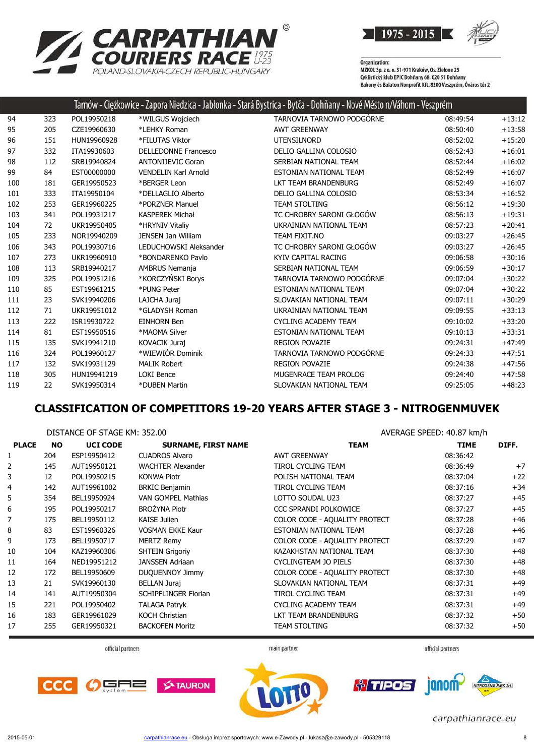Tarnów - Ciężkowice - Zapora Niedzica - Jabłonka - Stará Bystrica - Bytča - Dohňany - Nové Mésto n/Váhom - Veszprém

| | | | | | | |
|---|---|---|---|---|---|---|
| 94 | 323 | POL19950218 | *WILGUS Wojciech | TARNOVIA TARNOWO PODGÓRNE | 08:49:54 | +13:12 |
| 95 | 205 | CZE19960630 | *LEHKY Roman | AWT GREENWAY | 08:50:40 | +13:58 |
| 96 | 151 | HUN19960928 | *FILUTAS Viktor | UTENSILNORD | 08:52:02 | +15:20 |
| 97 | 332 | ITA19930603 | DELLEDONNE Francesco | DELIO GALLINA COLOSIO | 08:52:43 | +16:01 |
| 98 | 112 | SRB19940824 | ANTONIJEVIC Goran | SERBIAN NATIONAL TEAM | 08:52:44 | +16:02 |
| 99 | 84 | EST00000000 | VENDELIN Karl Arnold | ESTONIAN NATIONAL TEAM | 08:52:49 | +16:07 |
| 100 | 181 | GER19950523 | *BERGER Leon | LKT TEAM BRANDENBURG | 08:52:49 | +16:07 |
| 101 | 333 | ITA19950104 | *DELLAGLIO Alberto | DELIO GALLINA COLOSIO | 08:53:34 | +16:52 |
| 102 | 253 | GER19960225 | *PORZNER Manuel | TEAM STOLTING | 08:56:12 | +19:30 |
| 103 | 341 | POL19931217 | KASPEREK Michał | TC CHROBRY SARONI GŁOGÓW | 08:56:13 | +19:31 |
| 104 | 72 | UKR19950405 | *HRYNIV Vitaliy | UKRAINIAN NATIONAL TEAM | 08:57:23 | +20:41 |
| 105 | 233 | NOR19940209 | JENSEN Jan William | TEAM FIXIT.NO | 09:03:27 | +26:45 |
| 106 | 343 | POL19930716 | LEDUCHOWSKI Aleksander | TC CHROBRY SARONI GŁOGÓW | 09:03:27 | +26:45 |
| 107 | 273 | UKR19960910 | *BONDARENKO Pavlo | KYIV CAPITAL RACING | 09:06:58 | +30:16 |
| 108 | 113 | SRB19940217 | AMBRUS Nemanja | SERBIAN NATIONAL TEAM | 09:06:59 | +30:17 |
| 109 | 325 | POL19951216 | *KORCZYŃSKI Borys | TARNOVIA TARNOWO PODGÓRNE | 09:07:04 | +30:22 |
| 110 | 85 | EST19961215 | *PUNG Peter | ESTONIAN NATIONAL TEAM | 09:07:04 | +30:22 |
| 111 | 23 | SVK19940206 | LAJCHA Juraj | SLOVAKIAN NATIONAL TEAM | 09:07:11 | +30:29 |
| 112 | 71 | UKR19951012 | *GLADYSH Roman | UKRAINIAN NATIONAL TEAM | 09:09:55 | +33:13 |
| 113 | 222 | ISR19930722 | EINHORN Ben | CYCLING ACADEMY TEAM | 09:10:02 | +33:20 |
| 114 | 81 | EST19950516 | *MAOMA Silver | ESTONIAN NATIONAL TEAM | 09:10:13 | +33:31 |
| 115 | 135 | SVK19941210 | KOVACIK Juraj | REGION POVAZIE | 09:24:31 | +47:49 |
| 116 | 324 | POL19960127 | *WIEWIÓR Dominik | TARNOVIA TARNOWO PODGÓRNE | 09:24:33 | +47:51 |
| 117 | 132 | SVK19931129 | MALIK Robert | REGION POVAZIE | 09:24:38 | +47:56 |
| 118 | 305 | HUN19941219 | LOKI Bence | MUGENRACE TEAM PROLOG | 09:24:40 | +47:58 |
| 119 | 22 | SVK19950314 | *DUBEN Martin | SLOVAKIAN NATIONAL TEAM | 09:25:05 | +48:23 |

## CLASSIFICATION OF COMPETITORS 19-20 YEARS AFTER STAGE 3 - NITROGENMUVEK

DISTANCE OF STAGE KM: 352.00 AVERAGE SPEED: 40.87 km/h

| PLACE | NO | UCI CODE | SURNAME, FIRST NAME | TEAM | TIME | DIFF. |
|---|---|---|---|---|---|---|
| 1 | 204 | ESP19950412 | CUADROS Alvaro | AWT GREENWAY | 08:36:42 | |
| 2 | 145 | AUT19950121 | WACHTER Alexander | TIROL CYCLING TEAM | 08:36:49 | +7 |
| 3 | 12 | POL19950215 | KONWA Piotr | POLISH NATIONAL TEAM | 08:37:04 | +22 |
| 4 | 142 | AUT19961002 | BRKIC Benjamin | TIROL CYCLING TEAM | 08:37:16 | +34 |
| 5 | 354 | BEL19950924 | VAN GOMPEL Mathias | LOTTO SOUDAL U23 | 08:37:27 | +45 |
| 6 | 195 | POL19950217 | BROŻYNA Piotr | CCC SPRANDI POLKOWICE | 08:37:27 | +45 |
| 7 | 175 | BEL19950112 | KAISE Julien | COLOR CODE - AQUALITY PROTECT | 08:37:28 | +46 |
| 8 | 83 | EST19960326 | VOSMAN EKKE Kaur | ESTONIAN NATIONAL TEAM | 08:37:28 | +46 |
| 9 | 173 | BEL19950717 | MERTZ Remy | COLOR CODE - AQUALITY PROTECT | 08:37:29 | +47 |
| 10 | 104 | KAZ19960306 | SHTEIN Grigoriy | KAZAKHSTAN NATIONAL TEAM | 08:37:30 | +48 |
| 11 | 164 | NED19951212 | JANSSEN Adriaan | CYCLINGTEAM JO PIELS | 08:37:30 | +48 |
| 12 | 172 | BEL19950609 | DUQUENNOY Jimmy | COLOR CODE - AQUALITY PROTECT | 08:37:30 | +48 |
| 13 | 21 | SVK19960130 | BELLAN Juraj | SLOVAKIAN NATIONAL TEAM | 08:37:31 | +49 |
| 14 | 141 | AUT19950304 | SCHIPFLINGER Florian | TIROL CYCLING TEAM | 08:37:31 | +49 |
| 15 | 221 | POL19950402 | TALAGA Patryk | CYCLING ACADEMY TEAM | 08:37:31 | +49 |
| 16 | 183 | GER19961029 | KOCH Christian | LKT TEAM BRANDENBURG | 08:37:32 | +50 |
| 17 | 255 | GER19950321 | BACKOFEN Moritz | TEAM STOLTING | 08:37:32 | +50 |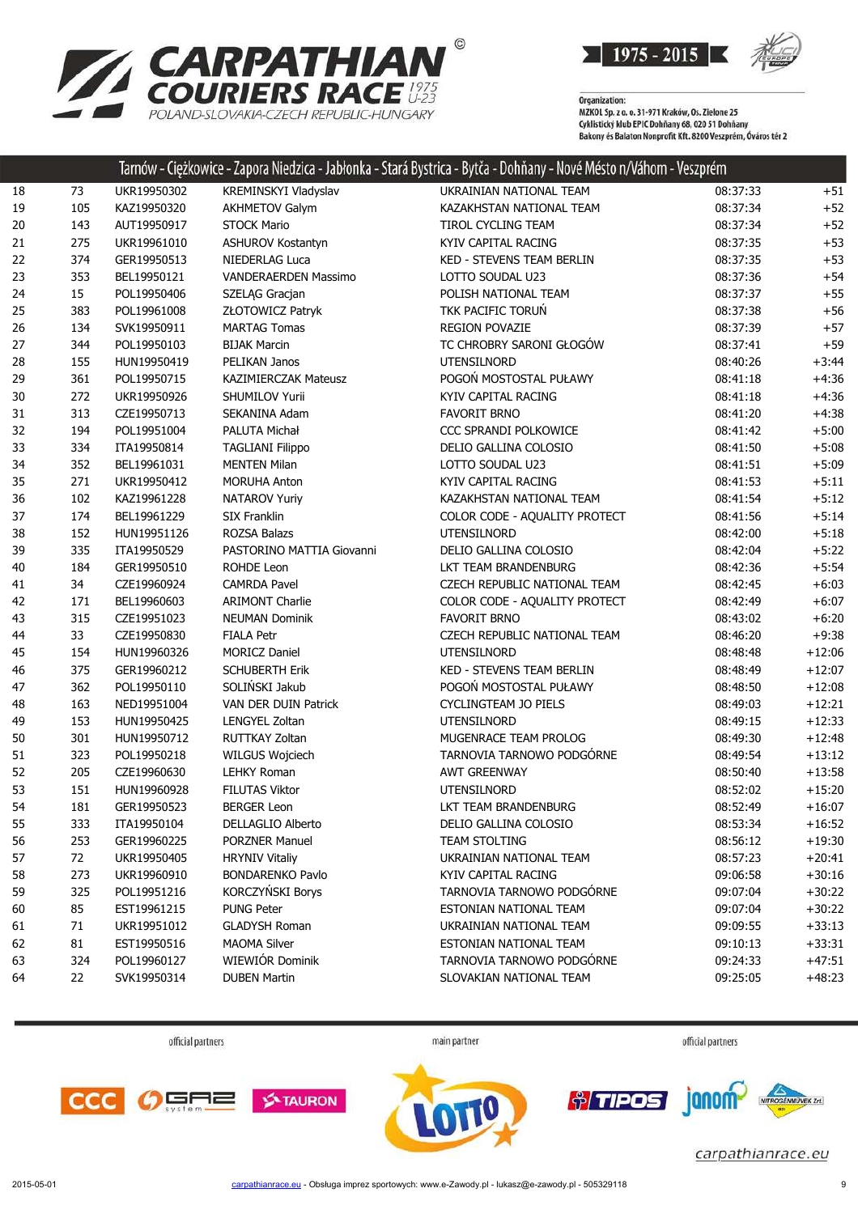# CARPATHIAN COURIERS RACE 1975 U-23

POLAND-SLOVAKIA-CZECH REPUBLIC-HUNGARY

1975 - 2015

Organization:
MZKOL Sp. z o. o. 31-971 Kraków, Os. Zielone 25
Cyklistický klub EPIC Dohňany 68, 020 51 Dohňany
Bakony és Balaton Nonprofit Kft. 8200 Veszprém, Óváros tér 2

## Tarnów - Ciężkowice - Zapora Niedzica - Jabłonka - Stará Bystrica - Bytča - Dohňany - Nové Město n/Váhom - Veszprém

| | | | | | | |
|---|---|---|---|---|---|---|
| 18 | 73 | UKR19950302 | KREMINSKYI Vladyslav | UKRAINIAN NATIONAL TEAM | 08:37:33 | +51 |
| 19 | 105 | KAZ19950320 | AKHMETOV Galym | KAZAKHSTAN NATIONAL TEAM | 08:37:34 | +52 |
| 20 | 143 | AUT19950917 | STOCK Mario | TIROL CYCLING TEAM | 08:37:34 | +52 |
| 21 | 275 | UKR19961010 | ASHUROV Kostantyn | KYIV CAPITAL RACING | 08:37:35 | +53 |
| 22 | 374 | GER19950513 | NIEDERLAG Luca | KED - STEVENS TEAM BERLIN | 08:37:35 | +53 |
| 23 | 353 | BEL19950121 | VANDERAERDEN Massimo | LOTTO SOUDAL U23 | 08:37:36 | +54 |
| 24 | 15 | POL19950406 | SZELĄG Gracjan | POLISH NATIONAL TEAM | 08:37:37 | +55 |
| 25 | 383 | POL19961008 | ZŁOTOWICZ Patryk | TKK PACIFIC TORUŃ | 08:37:38 | +56 |
| 26 | 134 | SVK19950911 | MARTAG Tomas | REGION POVAZIE | 08:37:39 | +57 |
| 27 | 344 | POL19950103 | BIJAK Marcin | TC CHROBRY SARONI GŁOGÓW | 08:37:41 | +59 |
| 28 | 155 | HUN19950419 | PELIKAN Janos | UTENSILNORD | 08:40:26 | +3:44 |
| 29 | 361 | POL19950715 | KAZIMIERCZAK Mateusz | POGOŃ MOSTOSTAL PUŁAWY | 08:41:18 | +4:36 |
| 30 | 272 | UKR19950926 | SHUMILOV Yurii | KYIV CAPITAL RACING | 08:41:18 | +4:36 |
| 31 | 313 | CZE19950713 | SEKANINA Adam | FAVORIT BRNO | 08:41:20 | +4:38 |
| 32 | 194 | POL19951004 | PALUTA Michał | CCC SPRANDI POLKOWICE | 08:41:42 | +5:00 |
| 33 | 334 | ITA19950814 | TAGLIANI Filippo | DELIO GALLINA COLOSIO | 08:41:50 | +5:08 |
| 34 | 352 | BEL19961031 | MENTEN Milan | LOTTO SOUDAL U23 | 08:41:51 | +5:09 |
| 35 | 271 | UKR19950412 | MORUHA Anton | KYIV CAPITAL RACING | 08:41:53 | +5:11 |
| 36 | 102 | KAZ19961228 | NATAROV Yuriy | KAZAKHSTAN NATIONAL TEAM | 08:41:54 | +5:12 |
| 37 | 174 | BEL19961229 | SIX Franklin | COLOR CODE - AQUALITY PROTECT | 08:41:56 | +5:14 |
| 38 | 152 | HUN19951126 | ROZSA Balazs | UTENSILNORD | 08:42:00 | +5:18 |
| 39 | 335 | ITA19950529 | PASTORINO MATTIA Giovanni | DELIO GALLINA COLOSIO | 08:42:04 | +5:22 |
| 40 | 184 | GER19950510 | ROHDE Leon | LKT TEAM BRANDENBURG | 08:42:36 | +5:54 |
| 41 | 34 | CZE19960924 | CAMRDA Pavel | CZECH REPUBLIC NATIONAL TEAM | 08:42:45 | +6:03 |
| 42 | 171 | BEL19960603 | ARIMONT Charlie | COLOR CODE - AQUALITY PROTECT | 08:42:49 | +6:07 |
| 43 | 315 | CZE19951023 | NEUMAN Dominik | FAVORIT BRNO | 08:43:02 | +6:20 |
| 44 | 33 | CZE19950830 | FIALA Petr | CZECH REPUBLIC NATIONAL TEAM | 08:46:20 | +9:38 |
| 45 | 154 | HUN19960326 | MORICZ Daniel | UTENSILNORD | 08:48:48 | +12:06 |
| 46 | 375 | GER19960212 | SCHUBERTH Erik | KED - STEVENS TEAM BERLIN | 08:48:49 | +12:07 |
| 47 | 362 | POL19950110 | SOLIŃSKI Jakub | POGOŃ MOSTOSTAL PUŁAWY | 08:48:50 | +12:08 |
| 48 | 163 | NED19951004 | VAN DER DUIN Patrick | CYCLINGTEAM JO PIELS | 08:49:03 | +12:21 |
| 49 | 153 | HUN19950425 | LENGYEL Zoltan | UTENSILNORD | 08:49:15 | +12:33 |
| 50 | 301 | HUN19950712 | RUTTKAY Zoltan | MUGENRACE TEAM PROLOG | 08:49:30 | +12:48 |
| 51 | 323 | POL19950218 | WILGUS Wojciech | TARNOVIA TARNOWO PODGÓRNE | 08:49:54 | +13:12 |
| 52 | 205 | CZE19960630 | LEHKY Roman | AWT GREENWAY | 08:50:40 | +13:58 |
| 53 | 151 | HUN19960928 | FILUTAS Viktor | UTENSILNORD | 08:52:02 | +15:20 |
| 54 | 181 | GER19950523 | BERGER Leon | LKT TEAM BRANDENBURG | 08:52:49 | +16:07 |
| 55 | 333 | ITA19950104 | DELLAGLIO Alberto | DELIO GALLINA COLOSIO | 08:53:34 | +16:52 |
| 56 | 253 | GER19960225 | PORZNER Manuel | TEAM STOLTING | 08:56:12 | +19:30 |
| 57 | 72 | UKR19950405 | HRYNIV Vitaliy | UKRAINIAN NATIONAL TEAM | 08:57:23 | +20:41 |
| 58 | 273 | UKR19960910 | BONDARENKO Pavlo | KYIV CAPITAL RACING | 09:06:58 | +30:16 |
| 59 | 325 | POL19951216 | KORCZYŃSKI Borys | TARNOVIA TARNOWO PODGÓRNE | 09:07:04 | +30:22 |
| 60 | 85 | EST19961215 | PUNG Peter | ESTONIAN NATIONAL TEAM | 09:07:04 | +30:22 |
| 61 | 71 | UKR19951012 | GLADYSH Roman | UKRAINIAN NATIONAL TEAM | 09:09:55 | +33:13 |
| 62 | 81 | EST19950516 | MAOMA Silver | ESTONIAN NATIONAL TEAM | 09:10:13 | +33:31 |
| 63 | 324 | POL19960127 | WIEWIÓR Dominik | TARNOVIA TARNOWO PODGÓRNE | 09:24:33 | +47:51 |
| 64 | 22 | SVK19950314 | DUBEN Martin | SLOVAKIAN NATIONAL TEAM | 09:25:05 | +48:23 |

official partners — main partner — official partners

CCC · GAZ system · TAURON · LOTTO · TIPOS · janom · NITROGÉNMŰVEK Zrt.

carpathianrace.eu

2015-05-01 carpathianrace.eu - Obsługa imprez sportowych: www.e-Zawody.pl - lukasz@e-zawody.pl - 505329118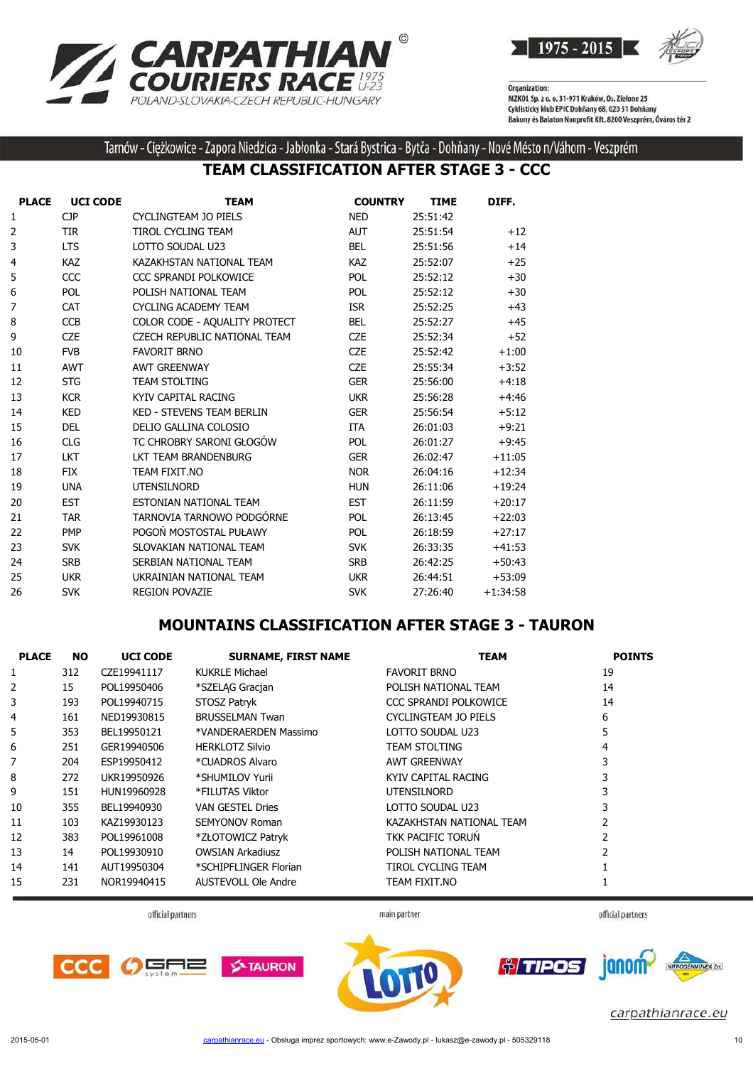Tarnów - Ciężkowice - Zapora Niedzica - Jabłonka - Stará Bystrica - Bytča - Dohňany - Nové Mésto n/Váhom - Veszprém

## TEAM CLASSIFICATION AFTER STAGE 3 - CCC

| PLACE | UCI CODE | TEAM | COUNTRY | TIME | DIFF. |
|---|---|---|---|---|---|
| 1 | CJP | CYCLINGTEAM JO PIELS | NED | 25:51:42 | |
| 2 | TIR | TIROL CYCLING TEAM | AUT | 25:51:54 | +12 |
| 3 | LTS | LOTTO SOUDAL U23 | BEL | 25:51:56 | +14 |
| 4 | KAZ | KAZAKHSTAN NATIONAL TEAM | KAZ | 25:52:07 | +25 |
| 5 | CCC | CCC SPRANDI POLKOWICE | POL | 25:52:12 | +30 |
| 6 | POL | POLISH NATIONAL TEAM | POL | 25:52:12 | +30 |
| 7 | CAT | CYCLING ACADEMY TEAM | ISR | 25:52:25 | +43 |
| 8 | CCB | COLOR CODE - AQUALITY PROTECT | BEL | 25:52:27 | +45 |
| 9 | CZE | CZECH REPUBLIC NATIONAL TEAM | CZE | 25:52:34 | +52 |
| 10 | FVB | FAVORIT BRNO | CZE | 25:52:42 | +1:00 |
| 11 | AWT | AWT GREENWAY | CZE | 25:55:34 | +3:52 |
| 12 | STG | TEAM STOLTING | GER | 25:56:00 | +4:18 |
| 13 | KCR | KYIV CAPITAL RACING | UKR | 25:56:28 | +4:46 |
| 14 | KED | KED - STEVENS TEAM BERLIN | GER | 25:56:54 | +5:12 |
| 15 | DEL | DELIO GALLINA COLOSIO | ITA | 26:01:03 | +9:21 |
| 16 | CLG | TC CHROBRY SARONI GŁOGÓW | POL | 26:01:27 | +9:45 |
| 17 | LKT | LKT TEAM BRANDENBURG | GER | 26:02:47 | +11:05 |
| 18 | FIX | TEAM FIXIT.NO | NOR | 26:04:16 | +12:34 |
| 19 | UNA | UTENSILNORD | HUN | 26:11:06 | +19:24 |
| 20 | EST | ESTONIAN NATIONAL TEAM | EST | 26:11:59 | +20:17 |
| 21 | TAR | TARNOVIA TARNOWO PODGÓRNE | POL | 26:13:45 | +22:03 |
| 22 | PMP | POGOŃ MOSTOSTAL PUŁAWY | POL | 26:18:59 | +27:17 |
| 23 | SVK | SLOVAKIAN NATIONAL TEAM | SVK | 26:33:35 | +41:53 |
| 24 | SRB | SERBIAN NATIONAL TEAM | SRB | 26:42:25 | +50:43 |
| 25 | UKR | UKRAINIAN NATIONAL TEAM | UKR | 26:44:51 | +53:09 |
| 26 | SVK | REGION POVAZIE | SVK | 27:26:40 | +1:34:58 |

## MOUNTAINS CLASSIFICATION AFTER STAGE 3 - TAURON

| PLACE | NO | UCI CODE | SURNAME, FIRST NAME | TEAM | POINTS |
|---|---|---|---|---|---|
| 1 | 312 | CZE19941117 | KUKRLE Michael | FAVORIT BRNO | 19 |
| 2 | 15 | POL19950406 | *SZELĄG Gracjan | POLISH NATIONAL TEAM | 14 |
| 3 | 193 | POL19940715 | STOSZ Patryk | CCC SPRANDI POLKOWICE | 14 |
| 4 | 161 | NED19930815 | BRUSSELMAN Twan | CYCLINGTEAM JO PIELS | 6 |
| 5 | 353 | BEL19950121 | *VANDERAERDEN Massimo | LOTTO SOUDAL U23 | 5 |
| 6 | 251 | GER19940506 | HERKLOTZ Silvio | TEAM STOLTING | 4 |
| 7 | 204 | ESP19950412 | *CUADROS Alvaro | AWT GREENWAY | 3 |
| 8 | 272 | UKR19950926 | *SHUMILOV Yurii | KYIV CAPITAL RACING | 3 |
| 9 | 151 | HUN19960928 | *FILUTAS Viktor | UTENSILNORD | 3 |
| 10 | 355 | BEL19940930 | VAN GESTEL Dries | LOTTO SOUDAL U23 | 3 |
| 11 | 103 | KAZ19930123 | SEMYONOV Roman | KAZAKHSTAN NATIONAL TEAM | 2 |
| 12 | 383 | POL19961008 | *ZŁOTOWICZ Patryk | TKK PACIFIC TORUŃ | 2 |
| 13 | 14 | POL19930910 | OWSIAN Arkadiusz | POLISH NATIONAL TEAM | 2 |
| 14 | 141 | AUT19950304 | *SCHIPFLINGER Florian | TIROL CYCLING TEAM | 1 |
| 15 | 231 | NOR19940415 | AUSTEVOLL Ole Andre | TEAM FIXIT.NO | 1 |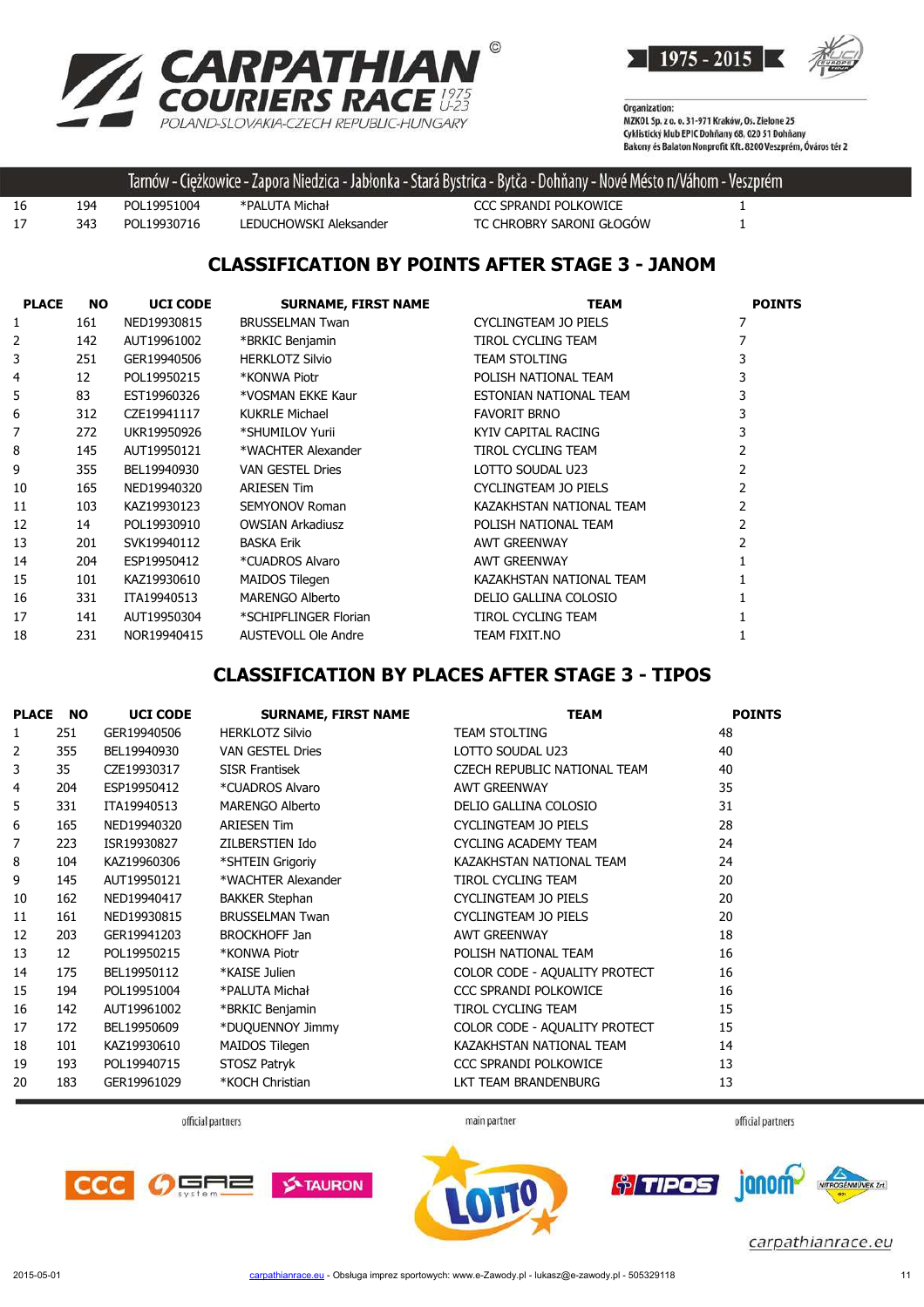| | | | | | |
|---|---|---|---|---|---|
| 16 | 194 | POL19951004 | *PALUTA Michał | CCC SPRANDI POLKOWICE | 1 |
| 17 | 343 | POL19930716 | LEDUCHOWSKI Aleksander | TC CHROBRY SARONI GŁOGÓW | 1 |

## CLASSIFICATION BY POINTS AFTER STAGE 3 - JANOM

| PLACE | NO | UCI CODE | SURNAME, FIRST NAME | TEAM | POINTS |
|---|---|---|---|---|---|
| 1 | 161 | NED19930815 | BRUSSELMAN Twan | CYCLINGTEAM JO PIELS | 7 |
| 2 | 142 | AUT19961002 | *BRKIC Benjamin | TIROL CYCLING TEAM | 7 |
| 3 | 251 | GER19940506 | HERKLOTZ Silvio | TEAM STOLTING | 3 |
| 4 | 12 | POL19950215 | *KONWA Piotr | POLISH NATIONAL TEAM | 3 |
| 5 | 83 | EST19960326 | *VOSMAN EKKE Kaur | ESTONIAN NATIONAL TEAM | 3 |
| 6 | 312 | CZE19941117 | KUKRLE Michael | FAVORIT BRNO | 3 |
| 7 | 272 | UKR19950926 | *SHUMILOV Yurii | KYIV CAPITAL RACING | 3 |
| 8 | 145 | AUT19950121 | *WACHTER Alexander | TIROL CYCLING TEAM | 2 |
| 9 | 355 | BEL19940930 | VAN GESTEL Dries | LOTTO SOUDAL U23 | 2 |
| 10 | 165 | NED19940320 | ARIESEN Tim | CYCLINGTEAM JO PIELS | 2 |
| 11 | 103 | KAZ19930123 | SEMYONOV Roman | KAZAKHSTAN NATIONAL TEAM | 2 |
| 12 | 14 | POL19930910 | OWSIAN Arkadiusz | POLISH NATIONAL TEAM | 2 |
| 13 | 201 | SVK19940112 | BASKA Erik | AWT GREENWAY | 2 |
| 14 | 204 | ESP19950412 | *CUADROS Alvaro | AWT GREENWAY | 1 |
| 15 | 101 | KAZ19930610 | MAIDOS Tilegen | KAZAKHSTAN NATIONAL TEAM | 1 |
| 16 | 331 | ITA19940513 | MARENGO Alberto | DELIO GALLINA COLOSIO | 1 |
| 17 | 141 | AUT19950304 | *SCHIPFLINGER Florian | TIROL CYCLING TEAM | 1 |
| 18 | 231 | NOR19940415 | AUSTEVOLL Ole Andre | TEAM FIXIT.NO | 1 |

## CLASSIFICATION BY PLACES AFTER STAGE 3 - TIPOS

| PLACE | NO | UCI CODE | SURNAME, FIRST NAME | TEAM | POINTS |
|---|---|---|---|---|---|
| 1 | 251 | GER19940506 | HERKLOTZ Silvio | TEAM STOLTING | 48 |
| 2 | 355 | BEL19940930 | VAN GESTEL Dries | LOTTO SOUDAL U23 | 40 |
| 3 | 35 | CZE19930317 | SISR Frantisek | CZECH REPUBLIC NATIONAL TEAM | 40 |
| 4 | 204 | ESP19950412 | *CUADROS Alvaro | AWT GREENWAY | 35 |
| 5 | 331 | ITA19940513 | MARENGO Alberto | DELIO GALLINA COLOSIO | 31 |
| 6 | 165 | NED19940320 | ARIESEN Tim | CYCLINGTEAM JO PIELS | 28 |
| 7 | 223 | ISR19930827 | ZILBERSTIEN Ido | CYCLING ACADEMY TEAM | 24 |
| 8 | 104 | KAZ19960306 | *SHTEIN Grigoriy | KAZAKHSTAN NATIONAL TEAM | 24 |
| 9 | 145 | AUT19950121 | *WACHTER Alexander | TIROL CYCLING TEAM | 20 |
| 10 | 162 | NED19940417 | BAKKER Stephan | CYCLINGTEAM JO PIELS | 20 |
| 11 | 161 | NED19930815 | BRUSSELMAN Twan | CYCLINGTEAM JO PIELS | 20 |
| 12 | 203 | GER19941203 | BROCKHOFF Jan | AWT GREENWAY | 18 |
| 13 | 12 | POL19950215 | *KONWA Piotr | POLISH NATIONAL TEAM | 16 |
| 14 | 175 | BEL19950112 | *KAISE Julien | COLOR CODE - AQUALITY PROTECT | 16 |
| 15 | 194 | POL19951004 | *PALUTA Michał | CCC SPRANDI POLKOWICE | 16 |
| 16 | 142 | AUT19961002 | *BRKIC Benjamin | TIROL CYCLING TEAM | 15 |
| 17 | 172 | BEL19950609 | *DUQUENNOY Jimmy | COLOR CODE - AQUALITY PROTECT | 15 |
| 18 | 101 | KAZ19930610 | MAIDOS Tilegen | KAZAKHSTAN NATIONAL TEAM | 14 |
| 19 | 193 | POL19940715 | STOSZ Patryk | CCC SPRANDI POLKOWICE | 13 |
| 20 | 183 | GER19961029 | *KOCH Christian | LKT TEAM BRANDENBURG | 13 |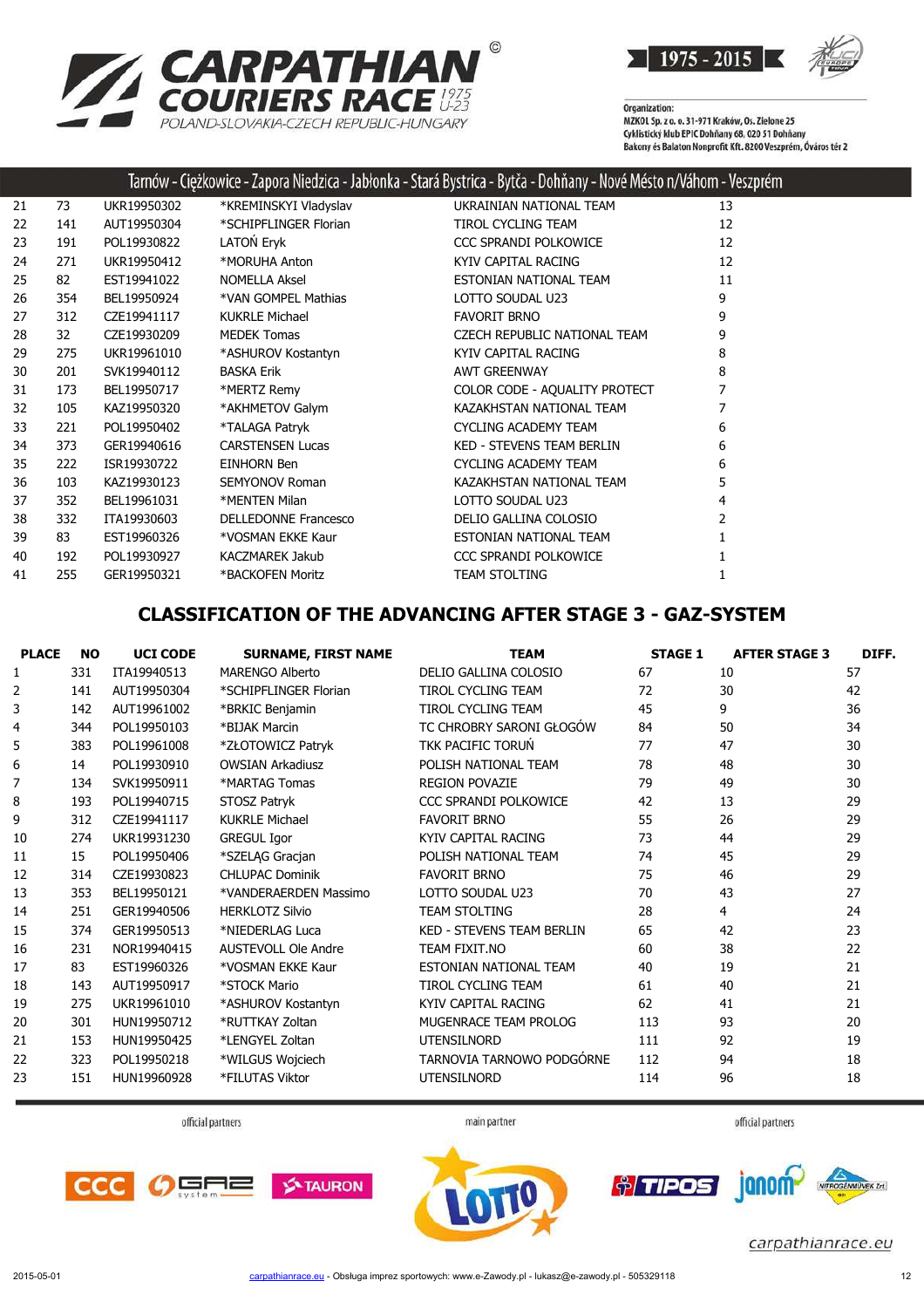# CARPATHIAN COURIERS RACE 1975 U-23

POLAND-SLOVAKIA-CZECH REPUBLIC-HUNGARY

1975 - 2015

Organization:
MZKOL Sp. z o. o. 31-971 Kraków, Os. Zielone 25
Cyklistický klub EPIC Dohňany 68, 020 51 Dohňany
Bakony és Balaton Nonprofit Kft. 8200 Veszprém, Óváros tér 2

Tarnów - Ciężkowice - Zapora Niedzica - Jabłonka - Stará Bystrica - Bytča - Dohňany - Nové Mésto n/Váhom - Veszprém

| | | | | | |
|---|---|---|---|---|---|
| 21 | 73 | UKR19950302 | *KREMINSKYI Vladyslav | UKRAINIAN NATIONAL TEAM | 13 |
| 22 | 141 | AUT19950304 | *SCHIPFLINGER Florian | TIROL CYCLING TEAM | 12 |
| 23 | 191 | POL19930822 | LATOŃ Eryk | CCC SPRANDI POLKOWICE | 12 |
| 24 | 271 | UKR19950412 | *MORUHA Anton | KYIV CAPITAL RACING | 12 |
| 25 | 82 | EST19941022 | NOMELLA Aksel | ESTONIAN NATIONAL TEAM | 11 |
| 26 | 354 | BEL19950924 | *VAN GOMPEL Mathias | LOTTO SOUDAL U23 | 9 |
| 27 | 312 | CZE19941117 | KUKRLE Michael | FAVORIT BRNO | 9 |
| 28 | 32 | CZE19930209 | MEDEK Tomas | CZECH REPUBLIC NATIONAL TEAM | 9 |
| 29 | 275 | UKR19961010 | *ASHUROV Kostantyn | KYIV CAPITAL RACING | 8 |
| 30 | 201 | SVK19940112 | BASKA Erik | AWT GREENWAY | 8 |
| 31 | 173 | BEL19950717 | *MERTZ Remy | COLOR CODE - AQUALITY PROTECT | 7 |
| 32 | 105 | KAZ19950320 | *AKHMETOV Galym | KAZAKHSTAN NATIONAL TEAM | 7 |
| 33 | 221 | POL19950402 | *TALAGA Patryk | CYCLING ACADEMY TEAM | 6 |
| 34 | 373 | GER19940616 | CARSTENSEN Lucas | KED - STEVENS TEAM BERLIN | 6 |
| 35 | 222 | ISR19930722 | EINHORN Ben | CYCLING ACADEMY TEAM | 6 |
| 36 | 103 | KAZ19930123 | SEMYONOV Roman | KAZAKHSTAN NATIONAL TEAM | 5 |
| 37 | 352 | BEL19961031 | *MENTEN Milan | LOTTO SOUDAL U23 | 4 |
| 38 | 332 | ITA19930603 | DELLEDONNE Francesco | DELIO GALLINA COLOSIO | 2 |
| 39 | 83 | EST19960326 | *VOSMAN EKKE Kaur | ESTONIAN NATIONAL TEAM | 1 |
| 40 | 192 | POL19930927 | KACZMAREK Jakub | CCC SPRANDI POLKOWICE | 1 |
| 41 | 255 | GER19950321 | *BACKOFEN Moritz | TEAM STOLTING | 1 |

## CLASSIFICATION OF THE ADVANCING AFTER STAGE 3 - GAZ-SYSTEM

| PLACE | NO | UCI CODE | SURNAME, FIRST NAME | TEAM | STAGE 1 | AFTER STAGE 3 | DIFF. |
|---|---|---|---|---|---|---|---|
| 1 | 331 | ITA19940513 | MARENGO Alberto | DELIO GALLINA COLOSIO | 67 | 10 | 57 |
| 2 | 141 | AUT19950304 | *SCHIPFLINGER Florian | TIROL CYCLING TEAM | 72 | 30 | 42 |
| 3 | 142 | AUT19961002 | *BRKIC Benjamin | TIROL CYCLING TEAM | 45 | 9 | 36 |
| 4 | 344 | POL19950103 | *BIJAK Marcin | TC CHROBRY SARONI GŁOGÓW | 84 | 50 | 34 |
| 5 | 383 | POL19961008 | *ZŁOTOWICZ Patryk | TKK PACIFIC TORUŃ | 77 | 47 | 30 |
| 6 | 14 | POL19930910 | OWSIAN Arkadiusz | POLISH NATIONAL TEAM | 78 | 48 | 30 |
| 7 | 134 | SVK19950911 | *MARTAG Tomas | REGION POVAZIE | 79 | 49 | 30 |
| 8 | 193 | POL19940715 | STOSZ Patryk | CCC SPRANDI POLKOWICE | 42 | 13 | 29 |
| 9 | 312 | CZE19941117 | KUKRLE Michael | FAVORIT BRNO | 55 | 26 | 29 |
| 10 | 274 | UKR19931230 | GREGUL Igor | KYIV CAPITAL RACING | 73 | 44 | 29 |
| 11 | 15 | POL19950406 | *SZELĄG Gracjan | POLISH NATIONAL TEAM | 74 | 45 | 29 |
| 12 | 314 | CZE19930823 | CHLUPAC Dominik | FAVORIT BRNO | 75 | 46 | 29 |
| 13 | 353 | BEL19950121 | *VANDERAERDEN Massimo | LOTTO SOUDAL U23 | 70 | 43 | 27 |
| 14 | 251 | GER19940506 | HERKLOTZ Silvio | TEAM STOLTING | 28 | 4 | 24 |
| 15 | 374 | GER19950513 | *NIEDERLAG Luca | KED - STEVENS TEAM BERLIN | 65 | 42 | 23 |
| 16 | 231 | NOR19940415 | AUSTEVOLL Ole Andre | TEAM FIXIT.NO | 60 | 38 | 22 |
| 17 | 83 | EST19960326 | *VOSMAN EKKE Kaur | ESTONIAN NATIONAL TEAM | 40 | 19 | 21 |
| 18 | 143 | AUT19950917 | *STOCK Mario | TIROL CYCLING TEAM | 61 | 40 | 21 |
| 19 | 275 | UKR19961010 | *ASHUROV Kostantyn | KYIV CAPITAL RACING | 62 | 41 | 21 |
| 20 | 301 | HUN19950712 | *RUTTKAY Zoltan | MUGENRACE TEAM PROLOG | 113 | 93 | 20 |
| 21 | 153 | HUN19950425 | *LENGYEL Zoltan | UTENSILNORD | 111 | 92 | 19 |
| 22 | 323 | POL19950218 | *WILGUS Wojciech | TARNOVIA TARNOWO PODGÓRNE | 112 | 94 | 18 |
| 23 | 151 | HUN19960928 | *FILUTAS Viktor | UTENSILNORD | 114 | 96 | 18 |

official partners — main partner — official partners

carpathianrace.eu

2015-05-01 carpathianrace.eu - Obsługa imprez sportowych: www.e-Zawody.pl - lukasz@e-zawody.pl - 505329118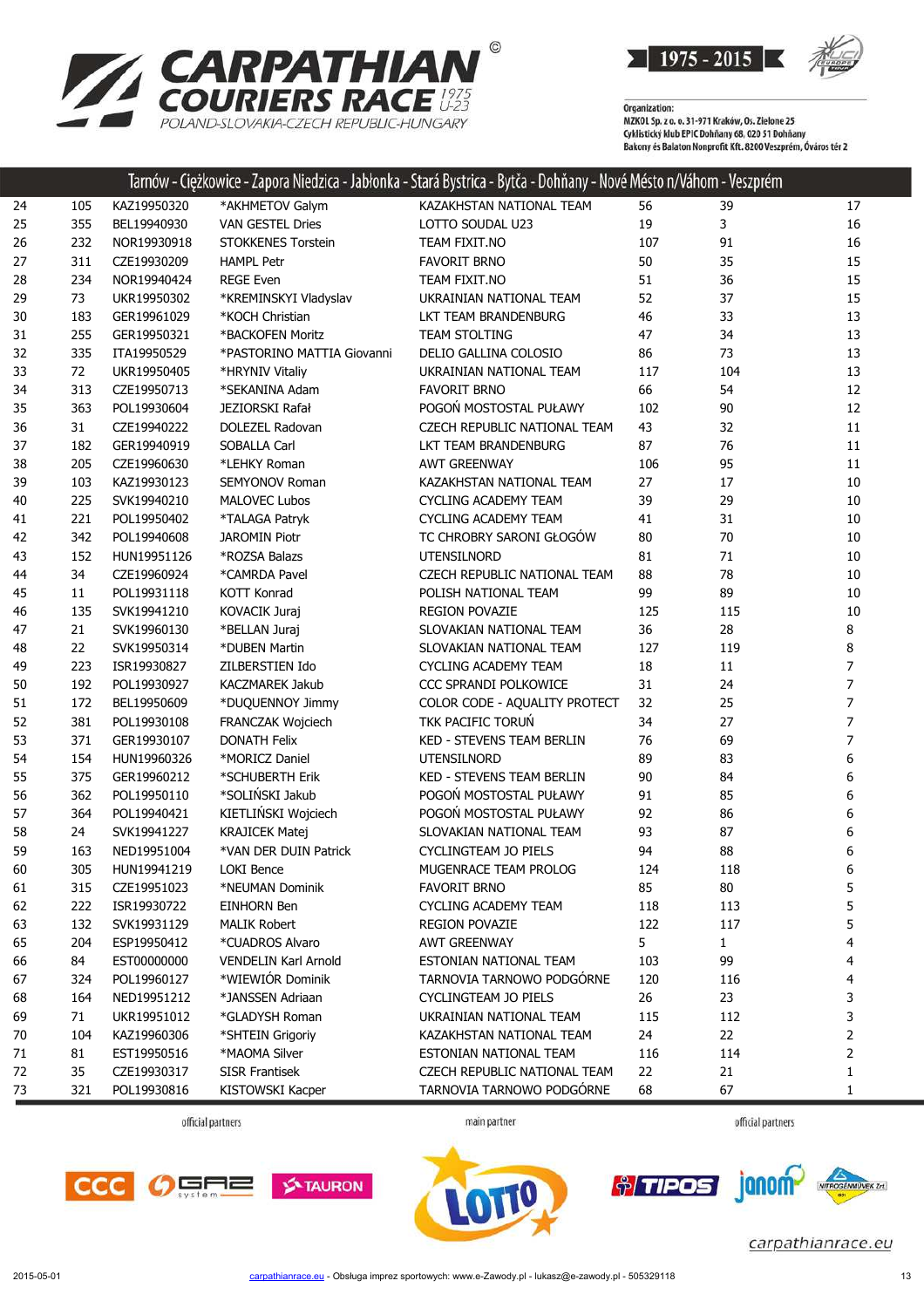# Tarnów - Ciężkowice - Zapora Niedzica - Jabłonka - Stará Bystrica - Bytča - Dohňany - Nové Mésto n/Váhom - Veszprém

| | | | | | | | |
|---|---|---|---|---|---|---|---|
| 24 | 105 | KAZ19950320 | *AKHMETOV Galym | KAZAKHSTAN NATIONAL TEAM | 56 | 39 | 17 |
| 25 | 355 | BEL19940930 | VAN GESTEL Dries | LOTTO SOUDAL U23 | 19 | 3 | 16 |
| 26 | 232 | NOR19930918 | STOKKENES Torstein | TEAM FIXIT.NO | 107 | 91 | 16 |
| 27 | 311 | CZE19930209 | HAMPL Petr | FAVORIT BRNO | 50 | 35 | 15 |
| 28 | 234 | NOR19940424 | REGE Even | TEAM FIXIT.NO | 51 | 36 | 15 |
| 29 | 73 | UKR19950302 | *KREMINSKYI Vladyslav | UKRAINIAN NATIONAL TEAM | 52 | 37 | 15 |
| 30 | 183 | GER19961029 | *KOCH Christian | LKT TEAM BRANDENBURG | 46 | 33 | 13 |
| 31 | 255 | GER19950321 | *BACKOFEN Moritz | TEAM STOLTING | 47 | 34 | 13 |
| 32 | 335 | ITA19950529 | *PASTORINO MATTIA Giovanni | DELIO GALLINA COLOSIO | 86 | 73 | 13 |
| 33 | 72 | UKR19950405 | *HRYNIV Vitaliy | UKRAINIAN NATIONAL TEAM | 117 | 104 | 13 |
| 34 | 313 | CZE19950713 | *SEKANINA Adam | FAVORIT BRNO | 66 | 54 | 12 |
| 35 | 363 | POL19930604 | JEZIORSKI Rafał | POGOŃ MOSTOSTAL PUŁAWY | 102 | 90 | 12 |
| 36 | 31 | CZE19940222 | DOLEZEL Radovan | CZECH REPUBLIC NATIONAL TEAM | 43 | 32 | 11 |
| 37 | 182 | GER19940919 | SOBALLA Carl | LKT TEAM BRANDENBURG | 87 | 76 | 11 |
| 38 | 205 | CZE19960630 | *LEHKY Roman | AWT GREENWAY | 106 | 95 | 11 |
| 39 | 103 | KAZ19930123 | SEMYONOV Roman | KAZAKHSTAN NATIONAL TEAM | 27 | 17 | 10 |
| 40 | 225 | SVK19940210 | MALOVEC Lubos | CYCLING ACADEMY TEAM | 39 | 29 | 10 |
| 41 | 221 | POL19950402 | *TALAGA Patryk | CYCLING ACADEMY TEAM | 41 | 31 | 10 |
| 42 | 342 | POL19940608 | JAROMIN Piotr | TC CHROBRY SARONI GŁOGÓW | 80 | 70 | 10 |
| 43 | 152 | HUN19951126 | *ROZSA Balazs | UTENSILNORD | 81 | 71 | 10 |
| 44 | 34 | CZE19960924 | *CAMRDA Pavel | CZECH REPUBLIC NATIONAL TEAM | 88 | 78 | 10 |
| 45 | 11 | POL19931118 | KOTT Konrad | POLISH NATIONAL TEAM | 99 | 89 | 10 |
| 46 | 135 | SVK19941210 | KOVACIK Juraj | REGION POVAZIE | 125 | 115 | 10 |
| 47 | 21 | SVK19960130 | *BELLAN Juraj | SLOVAKIAN NATIONAL TEAM | 36 | 28 | 8 |
| 48 | 22 | SVK19950314 | *DUBEN Martin | SLOVAKIAN NATIONAL TEAM | 127 | 119 | 8 |
| 49 | 223 | ISR19930827 | ZILBERSTIEN Ido | CYCLING ACADEMY TEAM | 18 | 11 | 7 |
| 50 | 192 | POL19930927 | KACZMAREK Jakub | CCC SPRANDI POLKOWICE | 31 | 24 | 7 |
| 51 | 172 | BEL19950609 | *DUQUENNOY Jimmy | COLOR CODE - AQUALITY PROTECT | 32 | 25 | 7 |
| 52 | 381 | POL19930108 | FRANCZAK Wojciech | TKK PACIFIC TORUŃ | 34 | 27 | 7 |
| 53 | 371 | GER19930107 | DONATH Felix | KED - STEVENS TEAM BERLIN | 76 | 69 | 7 |
| 54 | 154 | HUN19960326 | *MORICZ Daniel | UTENSILNORD | 89 | 83 | 6 |
| 55 | 375 | GER19960212 | *SCHUBERTH Erik | KED - STEVENS TEAM BERLIN | 90 | 84 | 6 |
| 56 | 362 | POL19950110 | *SOLIŃSKI Jakub | POGOŃ MOSTOSTAL PUŁAWY | 91 | 85 | 6 |
| 57 | 364 | POL19940421 | KIETLIŃSKI Wojciech | POGOŃ MOSTOSTAL PUŁAWY | 92 | 86 | 6 |
| 58 | 24 | SVK19941227 | KRAJICEK Matej | SLOVAKIAN NATIONAL TEAM | 93 | 87 | 6 |
| 59 | 163 | NED19951004 | *VAN DER DUIN Patrick | CYCLINGTEAM JO PIELS | 94 | 88 | 6 |
| 60 | 305 | HUN19941219 | LOKI Bence | MUGENRACE TEAM PROLOG | 124 | 118 | 6 |
| 61 | 315 | CZE19951023 | *NEUMAN Dominik | FAVORIT BRNO | 85 | 80 | 5 |
| 62 | 222 | ISR19930722 | EINHORN Ben | CYCLING ACADEMY TEAM | 118 | 113 | 5 |
| 63 | 132 | SVK19931129 | MALIK Robert | REGION POVAZIE | 122 | 117 | 5 |
| 65 | 204 | ESP19950412 | *CUADROS Alvaro | AWT GREENWAY | 5 | 1 | 4 |
| 66 | 84 | EST00000000 | VENDELIN Karl Arnold | ESTONIAN NATIONAL TEAM | 103 | 99 | 4 |
| 67 | 324 | POL19960127 | *WIEWIÓR Dominik | TARNOVIA TARNOWO PODGÓRNE | 120 | 116 | 4 |
| 68 | 164 | NED19951212 | *JANSSEN Adriaan | CYCLINGTEAM JO PIELS | 26 | 23 | 3 |
| 69 | 71 | UKR19951012 | *GLADYSH Roman | UKRAINIAN NATIONAL TEAM | 115 | 112 | 3 |
| 70 | 104 | KAZ19960306 | *SHTEIN Grigoriy | KAZAKHSTAN NATIONAL TEAM | 24 | 22 | 2 |
| 71 | 81 | EST19950516 | *MAKARI Silver | ESTONIAN NATIONAL TEAM | 116 | 114 | 2 |
| 72 | 35 | CZE19930317 | SISR Frantisek | CZECH REPUBLIC NATIONAL TEAM | 22 | 21 | 1 |
| 73 | 321 | POL19930816 | KISTOWSKI Kacper | TARNOVIA TARNOWO PODGÓRNE | 68 | 67 | 1 |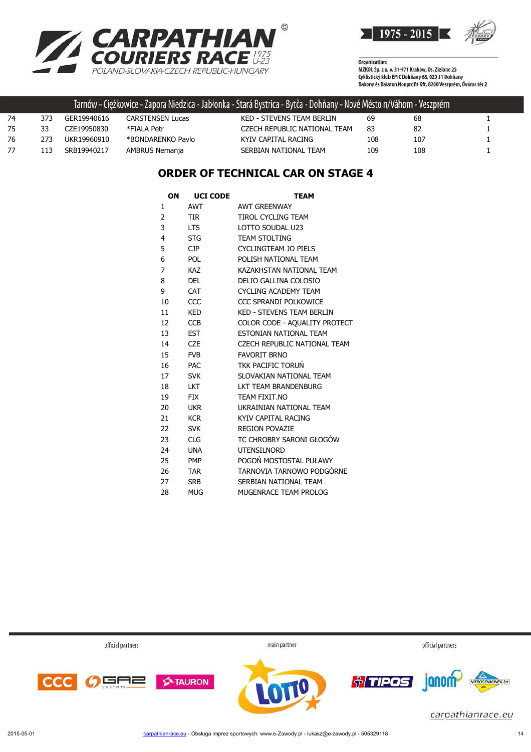| 74 | 373 | GER19940616 | CARSTENSEN Lucas | KED - STEVENS TEAM BERLIN | 69 | 68 | 1 |
|---|---|---|---|---|---|---|---|
| 75 | 33 | CZE19950830 | *FIALA Petr | CZECH REPUBLIC NATIONAL TEAM | 83 | 82 | 1 |
| 76 | 273 | UKR19960910 | *BONDARENKO Pavlo | KYIV CAPITAL RACING | 108 | 107 | 1 |
| 77 | 113 | SRB19940217 | AMBRUS Nemanja | SERBIAN NATIONAL TEAM | 109 | 108 | 1 |

## ORDER OF TECHNICAL CAR ON STAGE 4

| ON | UCI CODE | TEAM |
|---|---|---|
| 1 | AWT | AWT GREENWAY |
| 2 | TIR | TIROL CYCLING TEAM |
| 3 | LTS | LOTTO SOUDAL U23 |
| 4 | STG | TEAM STOLTING |
| 5 | CJP | CYCLINGTEAM JO PIELS |
| 6 | POL | POLISH NATIONAL TEAM |
| 7 | KAZ | KAZAKHSTAN NATIONAL TEAM |
| 8 | DEL | DELIO GALLINA COLOSIO |
| 9 | CAT | CYCLING ACADEMY TEAM |
| 10 | CCC | CCC SPRANDI POLKOWICE |
| 11 | KED | KED - STEVENS TEAM BERLIN |
| 12 | CCB | COLOR CODE - AQUALITY PROTECT |
| 13 | EST | ESTONIAN NATIONAL TEAM |
| 14 | CZE | CZECH REPUBLIC NATIONAL TEAM |
| 15 | FVB | FAVORIT BRNO |
| 16 | PAC | TKK PACIFIC TORUŃ |
| 17 | SVK | SLOVAKIAN NATIONAL TEAM |
| 18 | LKT | LKT TEAM BRANDENBURG |
| 19 | FIX | TEAM FIXIT.NO |
| 20 | UKR | UKRAINIAN NATIONAL TEAM |
| 21 | KCR | KYIV CAPITAL RACING |
| 22 | SVK | REGION POVAZIE |
| 23 | CLG | TC CHROBRY SARONI GŁOGÓW |
| 24 | UNA | UTENSILNORD |
| 25 | PMP | POGOŃ MOSTOSTAL PUŁAWY |
| 26 | TAR | TARNOVIA TARNOWO PODGÓRNE |
| 27 | SRB | SERBIAN NATIONAL TEAM |
| 28 | MUG | MUGENRACE TEAM PROLOG |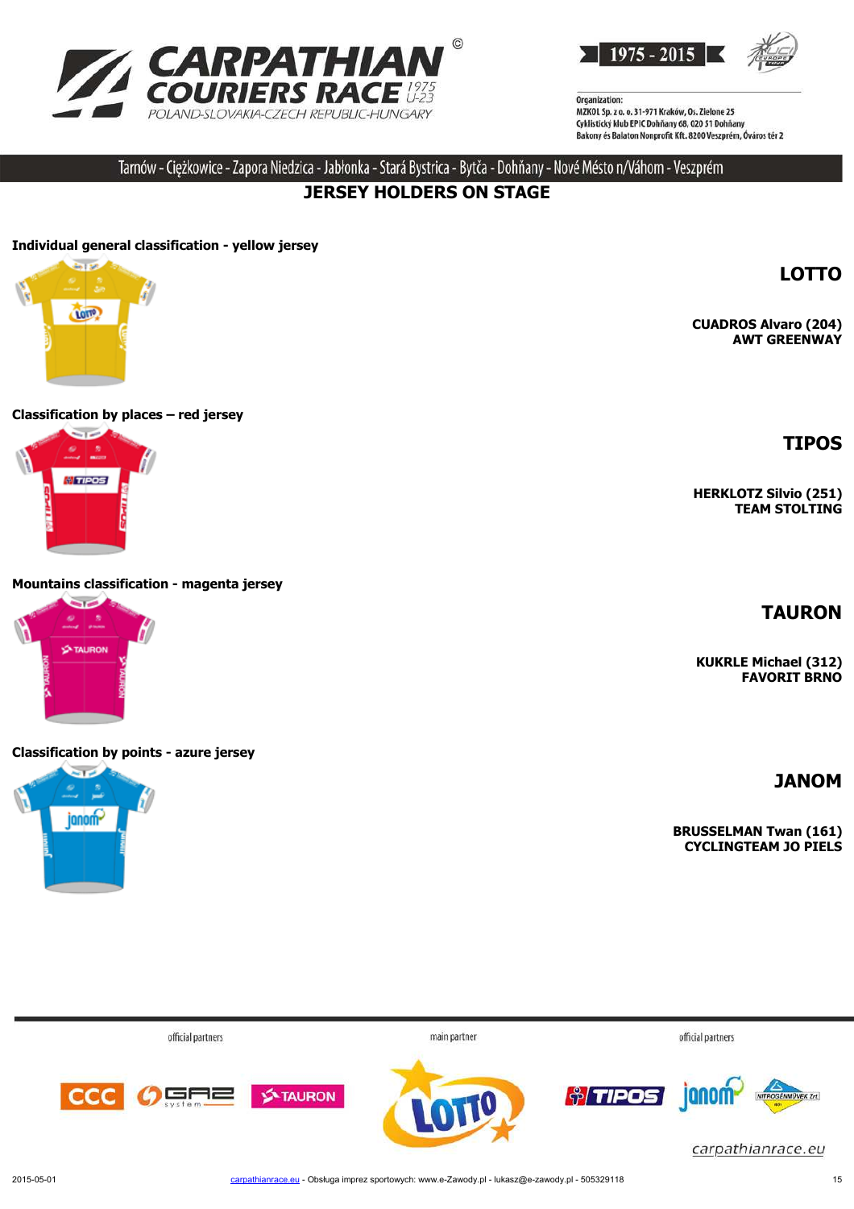# CARPATHIAN COURIERS RACE

1975 U-23

POLAND-SLOVAKIA-CZECH REPUBLIC-HUNGARY

1975 - 2015

Organization:
MZKOL Sp. z o. o. 31-971 Kraków, Os. Zielone 25
Cyklistický klub EPIC Dohňany 68, 020 51 Dohňany
Bakony és Balaton Nonprofit Kft. 8200 Veszprém, Óváros tér 2

Tarnów - Ciężkowice - Zapora Niedzica - Jabłonka - Stará Bystrica - Bytča - Dohňany - Nové Mésto n/Váhom - Veszprém

## JERSEY HOLDERS ON STAGE

### Individual general classification - yellow jersey

**LOTTO**

**CUADROS Alvaro (204)**
**AWT GREENWAY**

### Classification by places – red jersey

**TIPOS**

**HERKLOTZ Silvio (251)**
**TEAM STOLTING**

### Mountains classification - magenta jersey

**TAURON**

**KUKRLE Michael (312)**
**FAVORIT BRNO**

### Classification by points - azure jersey

**JANOM**

**BRUSSELMAN Twan (161)**
**CYCLINGTEAM JO PIELS**

official partners — main partner — official partners

carpathianrace.eu

2015-05-01 carpathianrace.eu - Obsługa imprez sportowych: www.e-Zawody.pl - lukasz@e-zawody.pl - 505329118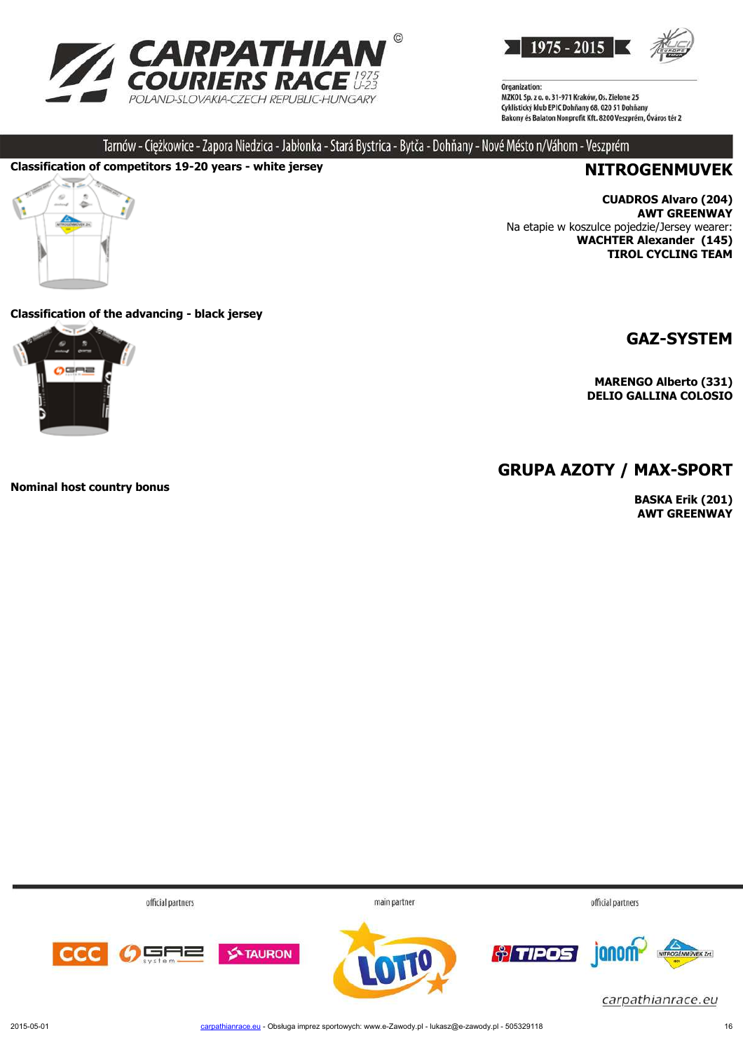Tarnów - Ciężkowice - Zapora Niedzica - Jabłonka - Stará Bystrica - Bytča - Dohňany - Nové Mésto n/Váhom - Veszprém

**Classification of competitors 19-20 years - white jersey**

**NITROGENMUVEK**

**CUADROS Alvaro (204)**
**AWT GREENWAY**
Na etapie w koszulce pojedzie/Jersey wearer:
**WACHTER Alexander (145)**
**TIROL CYCLING TEAM**

**Classification of the advancing - black jersey**

**GAZ-SYSTEM**

**MARENGO Alberto (331)**
**DELIO GALLINA COLOSIO**

**Nominal host country bonus**

**GRUPA AZOTY / MAX-SPORT**

**BASKA Erik (201)**
**AWT GREENWAY**